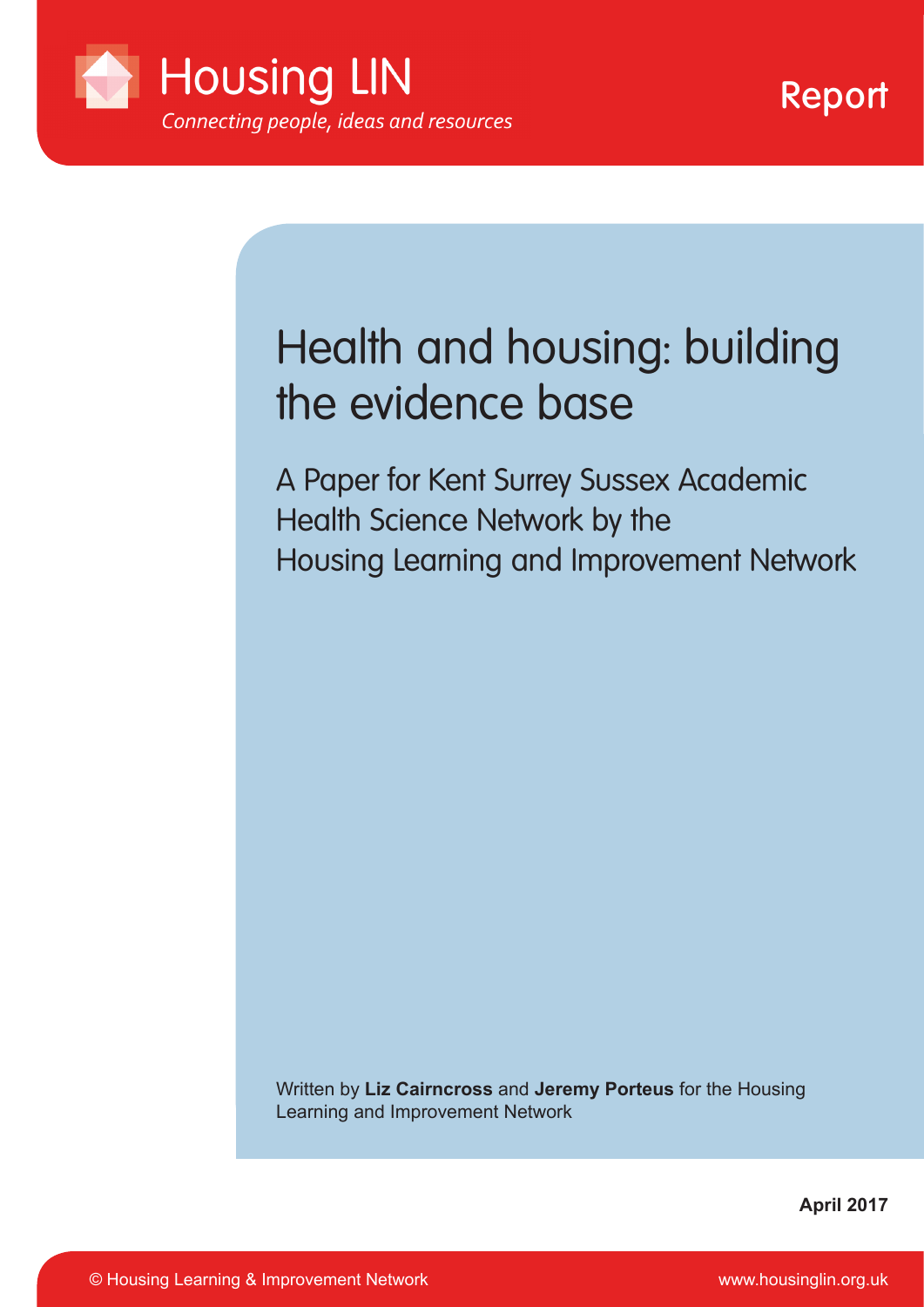Housing LIN

*Connecting people, ideas and resources*

Report

# Health and housing: building the evidence base

## A Paper for Kent Surrey Sussex Academic Health Science Network by the Housing Learning and Improvement Network

Written by **Liz Cairncross** and **Jeremy Porteus** for the Housing Learning and Improvement Network

**April 2017**

© Housing Learning & Improvement Network

www.housinglin.org.uk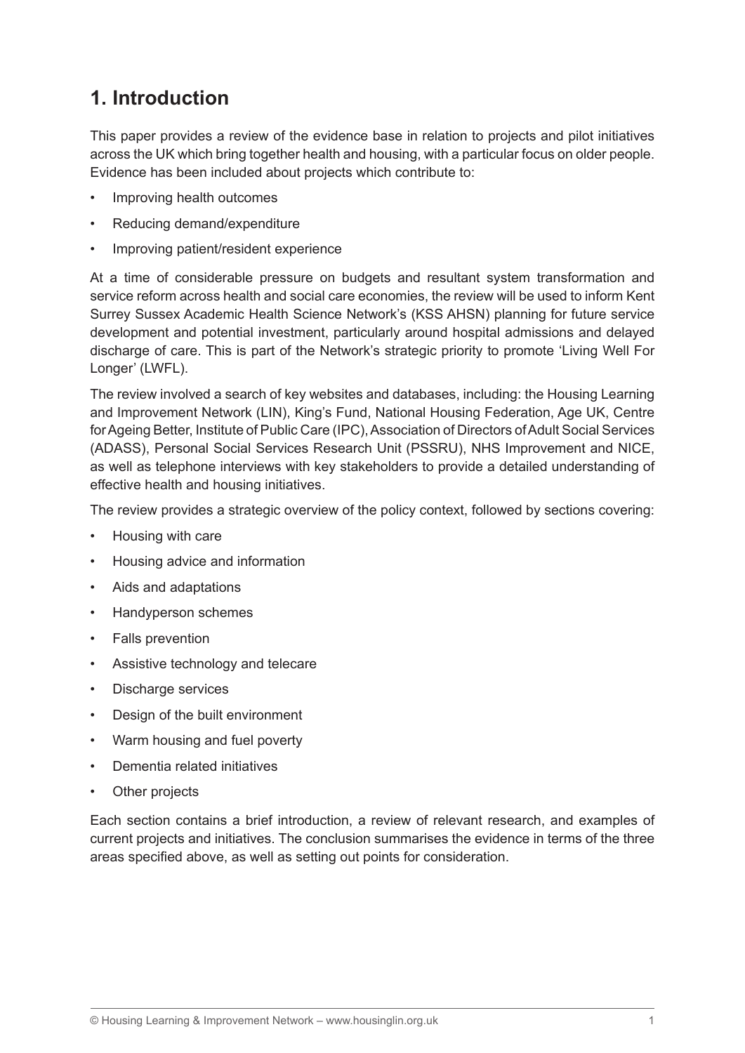# 1. Introduction

This paper provides a review of the evidence base in relation to projects and pilot initiatives across the UK which bring together health and housing, with a particular focus on older people. Evidence has been included about projects which contribute to:

- Improving health outcomes
- Reducing demand/expenditure
- Improving patient/resident experience

At a time of considerable pressure on budgets and resultant system transformation and service reform across health and social care economies, the review will be used to inform Kent Surrey Sussex Academic Health Science Network's (KSS AHSN) planning for future service development and potential investment, particularly around hospital admissions and delayed discharge of care. This is part of the Network's strategic priority to promote 'Living Well For Longer' (LWFL).

The review involved a search of key websites and databases, including: the Housing Learning and Improvement Network (LIN), King's Fund, National Housing Federation, Age UK, Centre for Ageing Better, Institute of Public Care (IPC), Association of Directors of Adult Social Services (ADASS), Personal Social Services Research Unit (PSSRU), NHS Improvement and NICE, as well as telephone interviews with key stakeholders to provide a detailed understanding of effective health and housing initiatives.

The review provides a strategic overview of the policy context, followed by sections covering:

- Housing with care
- Housing advice and information
- Aids and adaptations
- Handyperson schemes
- Falls prevention
- Assistive technology and telecare
- Discharge services
- Design of the built environment
- Warm housing and fuel poverty
- Dementia related initiatives
- Other projects

Each section contains a brief introduction, a review of relevant research, and examples of current projects and initiatives. The conclusion summarises the evidence in terms of the three areas specified above, as well as setting out points for consideration.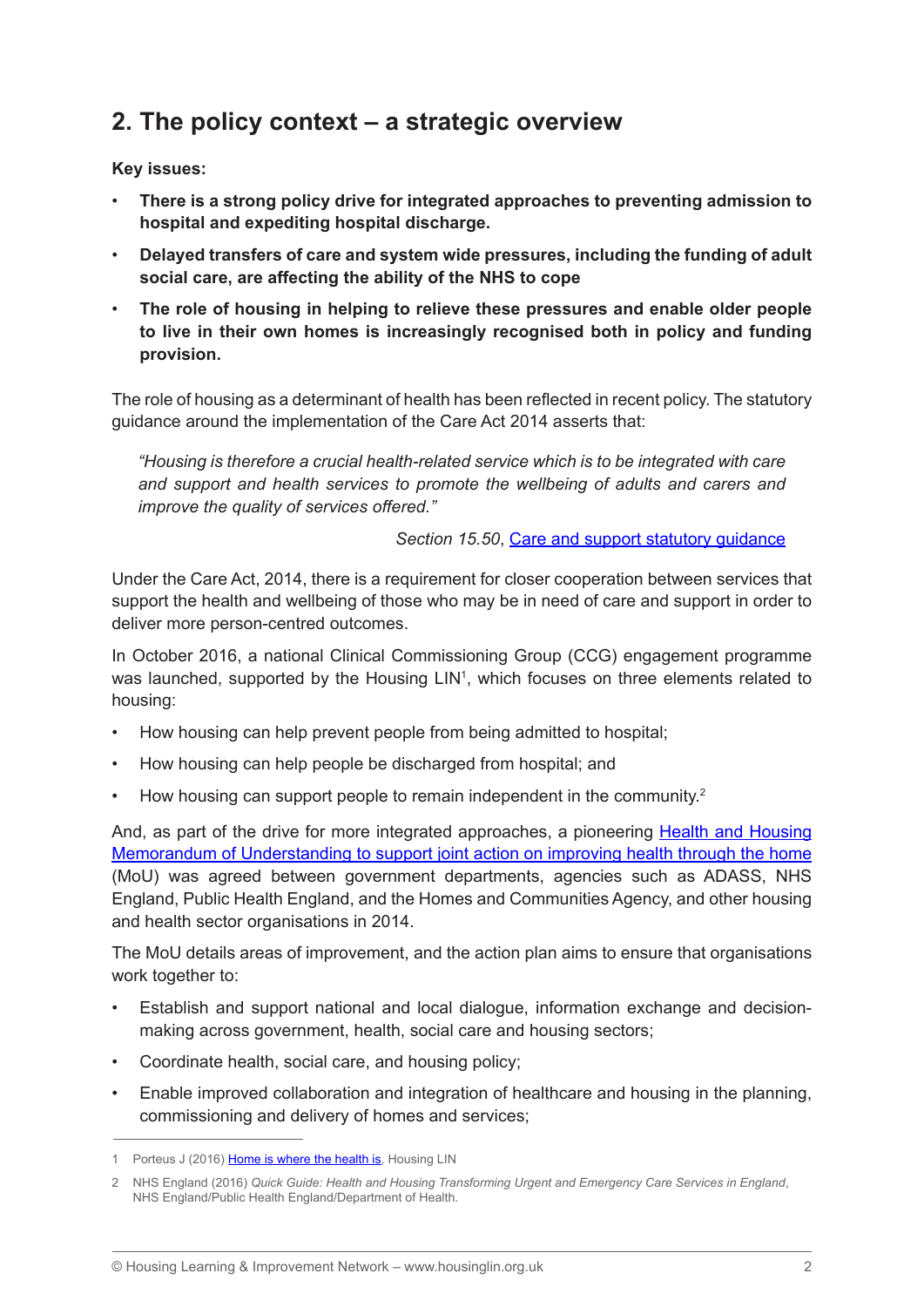## 2. The policy context – a strategic overview

**Key issues:**

- **There is a strong policy drive for integrated approaches to preventing admission to hospital and expediting hospital discharge.**
- **Delayed transfers of care and system wide pressures, including the funding of adult social care, are affecting the ability of the NHS to cope**
- **The role of housing in helping to relieve these pressures and enable older people to live in their own homes is increasingly recognised both in policy and funding provision.**

The role of housing as a determinant of health has been reflected in recent policy. The statutory guidance around the implementation of the Care Act 2014 asserts that:

> *"Housing is therefore a crucial health-related service which is to be integrated with care and support and health services to promote the wellbeing of adults and carers and improve the quality of services offered."*
>
> *Section 15.50*, Care and support statutory guidance

Under the Care Act, 2014, there is a requirement for closer cooperation between services that support the health and wellbeing of those who may be in need of care and support in order to deliver more person-centred outcomes.

In October 2016, a national Clinical Commissioning Group (CCG) engagement programme was launched, supported by the Housing LIN[1], which focuses on three elements related to housing:

- How housing can help prevent people from being admitted to hospital;
- How housing can help people be discharged from hospital; and
- How housing can support people to remain independent in the community.[2]

And, as part of the drive for more integrated approaches, a pioneering Health and Housing Memorandum of Understanding to support joint action on improving health through the home (MoU) was agreed between government departments, agencies such as ADASS, NHS England, Public Health England, and the Homes and Communities Agency, and other housing and health sector organisations in 2014.

The MoU details areas of improvement, and the action plan aims to ensure that organisations work together to:

- Establish and support national and local dialogue, information exchange and decision-making across government, health, social care and housing sectors;
- Coordinate health, social care, and housing policy;
- Enable improved collaboration and integration of healthcare and housing in the planning, commissioning and delivery of homes and services;

---

1 Porteus J (2016) Home is where the health is, Housing LIN

2 NHS England (2016) *Quick Guide: Health and Housing Transforming Urgent and Emergency Care Services in England*, NHS England/Public Health England/Department of Health.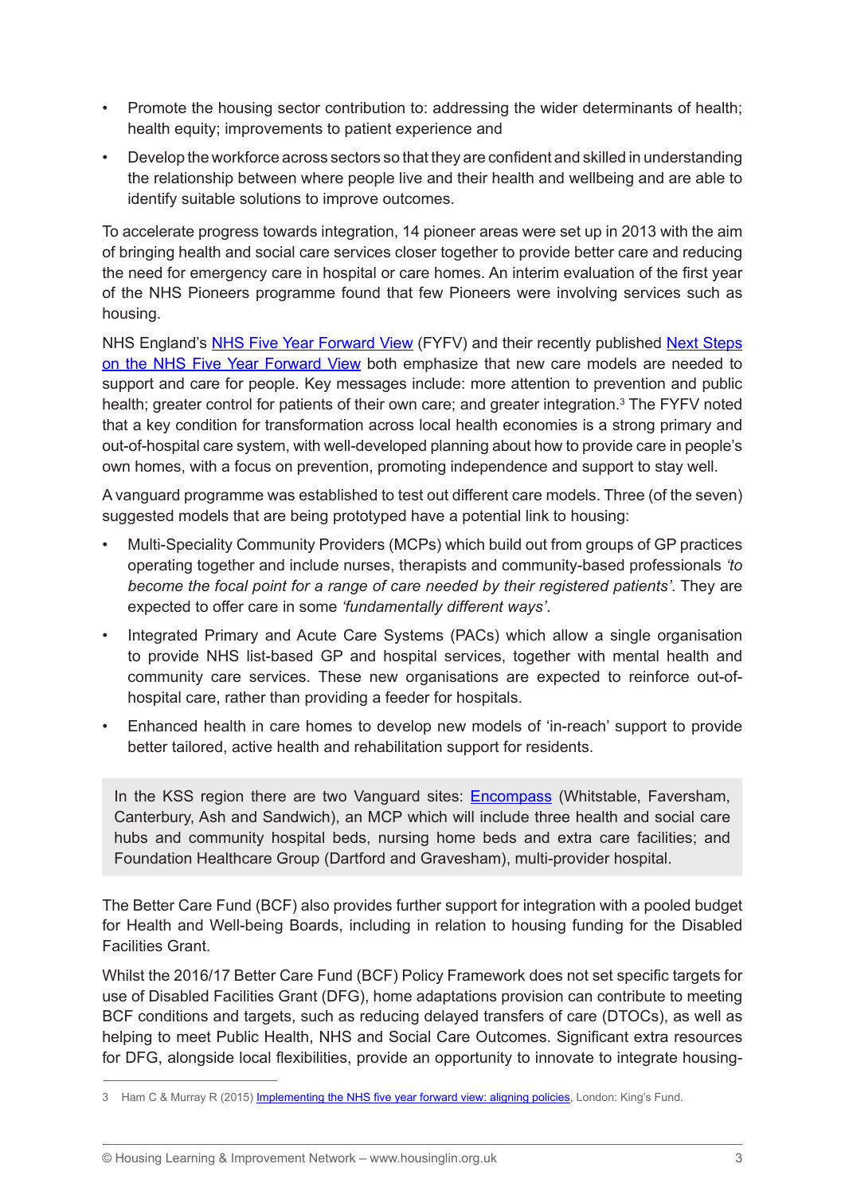- Promote the housing sector contribution to: addressing the wider determinants of health; health equity; improvements to patient experience and
- Develop the workforce across sectors so that they are confident and skilled in understanding the relationship between where people live and their health and wellbeing and are able to identify suitable solutions to improve outcomes.

To accelerate progress towards integration, 14 pioneer areas were set up in 2013 with the aim of bringing health and social care services closer together to provide better care and reducing the need for emergency care in hospital or care homes. An interim evaluation of the first year of the NHS Pioneers programme found that few Pioneers were involving services such as housing.

NHS England's [NHS Five Year Forward View](#) (FYFV) and their recently published [Next Steps on the NHS Five Year Forward View](#) both emphasize that new care models are needed to support and care for people. Key messages include: more attention to prevention and public health; greater control for patients of their own care; and greater integration.[3] The FYFV noted that a key condition for transformation across local health economies is a strong primary and out-of-hospital care system, with well-developed planning about how to provide care in people's own homes, with a focus on prevention, promoting independence and support to stay well.

A vanguard programme was established to test out different care models. Three (of the seven) suggested models that are being prototyped have a potential link to housing:

- Multi-Speciality Community Providers (MCPs) which build out from groups of GP practices operating together and include nurses, therapists and community-based professionals *'to become the focal point for a range of care needed by their registered patients'*. They are expected to offer care in some *'fundamentally different ways'*.
- Integrated Primary and Acute Care Systems (PACs) which allow a single organisation to provide NHS list-based GP and hospital services, together with mental health and community care services. These new organisations are expected to reinforce out-of-hospital care, rather than providing a feeder for hospitals.
- Enhanced health in care homes to develop new models of 'in-reach' support to provide better tailored, active health and rehabilitation support for residents.

> In the KSS region there are two Vanguard sites: [Encompass](#) (Whitstable, Faversham, Canterbury, Ash and Sandwich), an MCP which will include three health and social care hubs and community hospital beds, nursing home beds and extra care facilities; and Foundation Healthcare Group (Dartford and Gravesham), multi-provider hospital.

The Better Care Fund (BCF) also provides further support for integration with a pooled budget for Health and Well-being Boards, including in relation to housing funding for the Disabled Facilities Grant.

Whilst the 2016/17 Better Care Fund (BCF) Policy Framework does not set specific targets for use of Disabled Facilities Grant (DFG), home adaptations provision can contribute to meeting BCF conditions and targets, such as reducing delayed transfers of care (DTOCs), as well as helping to meet Public Health, NHS and Social Care Outcomes. Significant extra resources for DFG, alongside local flexibilities, provide an opportunity to innovate to integrate housing-

3 Ham C & Murray R (2015) [Implementing the NHS five year forward view: aligning policies](#), London: King's Fund.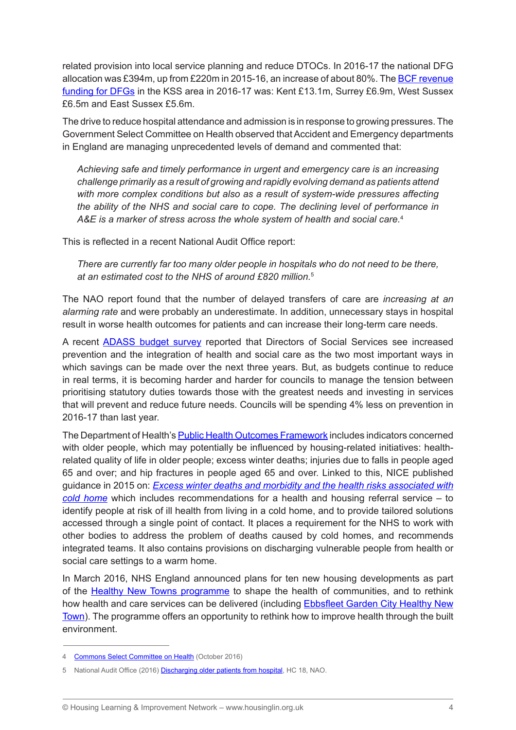related provision into local service planning and reduce DTOCs. In 2016-17 the national DFG allocation was £394m, up from £220m in 2015-16, an increase of about 80%. The [BCF revenue funding for DFGs]() in the KSS area in 2016-17 was: Kent £13.1m, Surrey £6.9m, West Sussex £6.5m and East Sussex £5.6m.

The drive to reduce hospital attendance and admission is in response to growing pressures. The Government Select Committee on Health observed that Accident and Emergency departments in England are managing unprecedented levels of demand and commented that:

> *Achieving safe and timely performance in urgent and emergency care is an increasing challenge primarily as a result of growing and rapidly evolving demand as patients attend with more complex conditions but also as a result of system-wide pressures affecting the ability of the NHS and social care to cope. The declining level of performance in A&E is a marker of stress across the whole system of health and social care.*[4]

This is reflected in a recent National Audit Office report:

> *There are currently far too many older people in hospitals who do not need to be there, at an estimated cost to the NHS of around £820 million.*[5]

The NAO report found that the number of delayed transfers of care are *increasing at an alarming rate* and were probably an underestimate. In addition, unnecessary stays in hospital result in worse health outcomes for patients and can increase their long-term care needs.

A recent ADASS budget survey reported that Directors of Social Services see increased prevention and the integration of health and social care as the two most important ways in which savings can be made over the next three years. But, as budgets continue to reduce in real terms, it is becoming harder and harder for councils to manage the tension between prioritising statutory duties towards those with the greatest needs and investing in services that will prevent and reduce future needs. Councils will be spending 4% less on prevention in 2016-17 than last year.

The Department of Health's Public Health Outcomes Framework includes indicators concerned with older people, which may potentially be influenced by housing-related initiatives: health-related quality of life in older people; excess winter deaths; injuries due to falls in people aged 65 and over; and hip fractures in people aged 65 and over. Linked to this, NICE published guidance in 2015 on: *Excess winter deaths and morbidity and the health risks associated with cold home* which includes recommendations for a health and housing referral service – to identify people at risk of ill health from living in a cold home, and to provide tailored solutions accessed through a single point of contact. It places a requirement for the NHS to work with other bodies to address the problem of deaths caused by cold homes, and recommends integrated teams. It also contains provisions on discharging vulnerable people from health or social care settings to a warm home.

In March 2016, NHS England announced plans for ten new housing developments as part of the Healthy New Towns programme to shape the health of communities, and to rethink how health and care services can be delivered (including Ebbsfleet Garden City Healthy New Town). The programme offers an opportunity to rethink how to improve health through the built environment.

---

4 Commons Select Committee on Health (October 2016)

5 National Audit Office (2016) Discharging older patients from hospital, HC 18, NAO.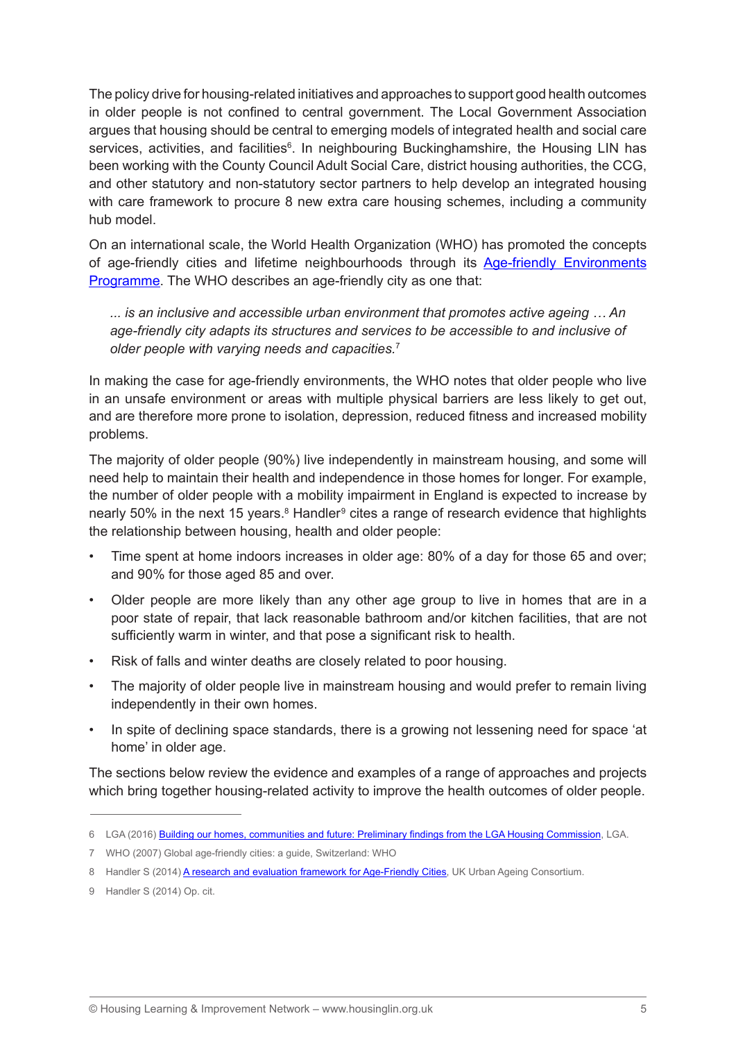The policy drive for housing-related initiatives and approaches to support good health outcomes in older people is not confined to central government. The Local Government Association argues that housing should be central to emerging models of integrated health and social care services, activities, and facilities[6]. In neighbouring Buckinghamshire, the Housing LIN has been working with the County Council Adult Social Care, district housing authorities, the CCG, and other statutory and non-statutory sector partners to help develop an integrated housing with care framework to procure 8 new extra care housing schemes, including a community hub model.

On an international scale, the World Health Organization (WHO) has promoted the concepts of age-friendly cities and lifetime neighbourhoods through its Age-friendly Environments Programme. The WHO describes an age-friendly city as one that:

> *... is an inclusive and accessible urban environment that promotes active ageing … An age-friendly city adapts its structures and services to be accessible to and inclusive of older people with varying needs and capacities.*[7]

In making the case for age-friendly environments, the WHO notes that older people who live in an unsafe environment or areas with multiple physical barriers are less likely to get out, and are therefore more prone to isolation, depression, reduced fitness and increased mobility problems.

The majority of older people (90%) live independently in mainstream housing, and some will need help to maintain their health and independence in those homes for longer. For example, the number of older people with a mobility impairment in England is expected to increase by nearly 50% in the next 15 years.[8] Handler[9] cites a range of research evidence that highlights the relationship between housing, health and older people:

- Time spent at home indoors increases in older age: 80% of a day for those 65 and over; and 90% for those aged 85 and over.
- Older people are more likely than any other age group to live in homes that are in a poor state of repair, that lack reasonable bathroom and/or kitchen facilities, that are not sufficiently warm in winter, and that pose a significant risk to health.
- Risk of falls and winter deaths are closely related to poor housing.
- The majority of older people live in mainstream housing and would prefer to remain living independently in their own homes.
- In spite of declining space standards, there is a growing not lessening need for space 'at home' in older age.

The sections below review the evidence and examples of a range of approaches and projects which bring together housing-related activity to improve the health outcomes of older people.

---

6 LGA (2016) Building our homes, communities and future: Preliminary findings from the LGA Housing Commission, LGA.

7 WHO (2007) Global age-friendly cities: a guide, Switzerland: WHO

8 Handler S (2014) A research and evaluation framework for Age-Friendly Cities, UK Urban Ageing Consortium.

9 Handler S (2014) Op. cit.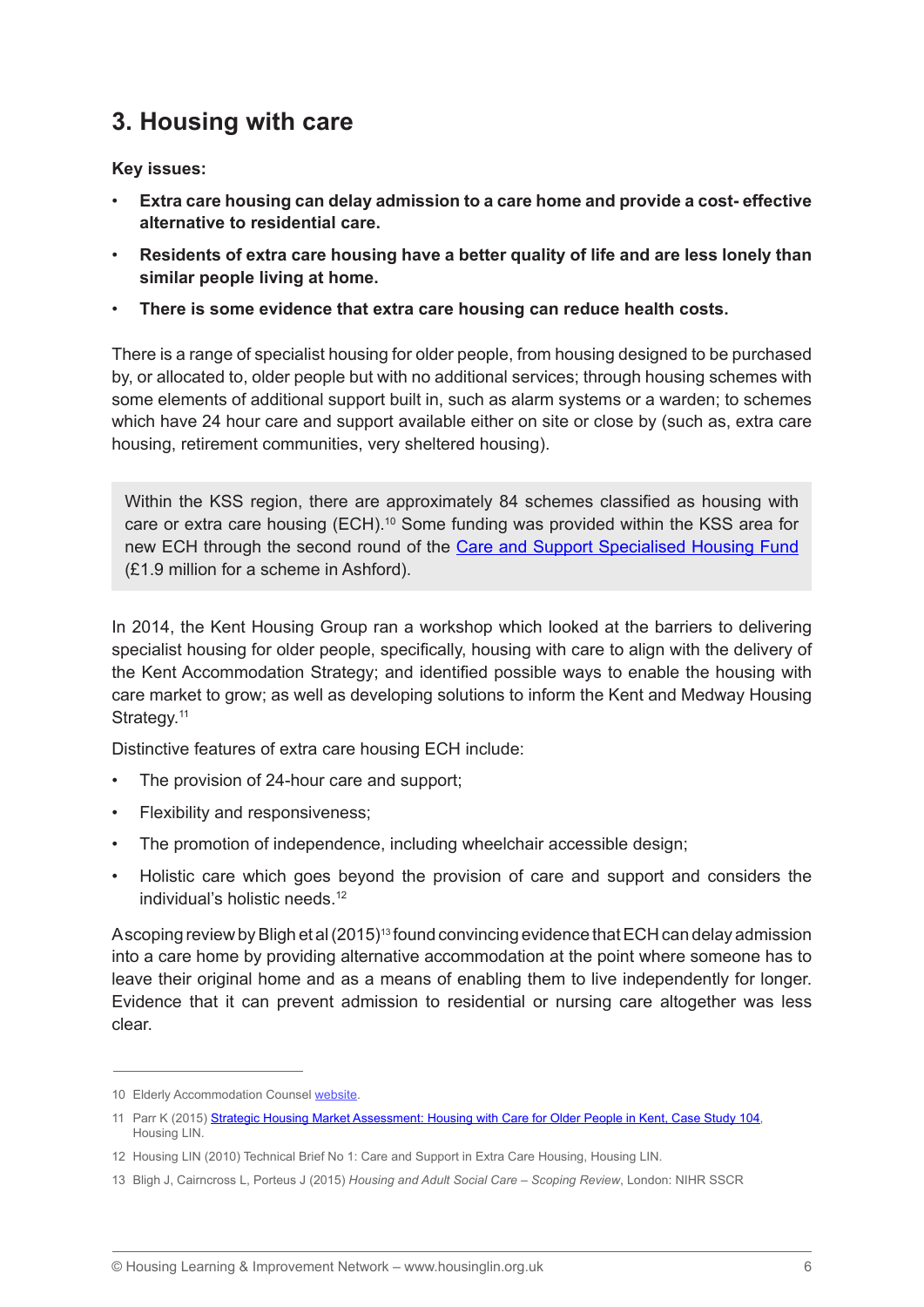## 3. Housing with care

**Key issues:**

- **Extra care housing can delay admission to a care home and provide a cost- effective alternative to residential care.**
- **Residents of extra care housing have a better quality of life and are less lonely than similar people living at home.**
- **There is some evidence that extra care housing can reduce health costs.**

There is a range of specialist housing for older people, from housing designed to be purchased by, or allocated to, older people but with no additional services; through housing schemes with some elements of additional support built in, such as alarm systems or a warden; to schemes which have 24 hour care and support available either on site or close by (such as, extra care housing, retirement communities, very sheltered housing).

> Within the KSS region, there are approximately 84 schemes classified as housing with care or extra care housing (ECH).[10] Some funding was provided within the KSS area for new ECH through the second round of the Care and Support Specialised Housing Fund (£1.9 million for a scheme in Ashford).

In 2014, the Kent Housing Group ran a workshop which looked at the barriers to delivering specialist housing for older people, specifically, housing with care to align with the delivery of the Kent Accommodation Strategy; and identified possible ways to enable the housing with care market to grow; as well as developing solutions to inform the Kent and Medway Housing Strategy.[11]

Distinctive features of extra care housing ECH include:

- The provision of 24-hour care and support;
- Flexibility and responsiveness;
- The promotion of independence, including wheelchair accessible design;
- Holistic care which goes beyond the provision of care and support and considers the individual's holistic needs.[12]

A scoping review by Bligh et al (2015)[13] found convincing evidence that ECH can delay admission into a care home by providing alternative accommodation at the point where someone has to leave their original home and as a means of enabling them to live independently for longer. Evidence that it can prevent admission to residential or nursing care altogether was less clear.

---

10 Elderly Accommodation Counsel website.

11 Parr K (2015) Strategic Housing Market Assessment: Housing with Care for Older People in Kent, Case Study 104, Housing LIN.

12 Housing LIN (2010) Technical Brief No 1: Care and Support in Extra Care Housing, Housing LIN.

13 Bligh J, Cairncross L, Porteus J (2015) *Housing and Adult Social Care – Scoping Review*, London: NIHR SSCR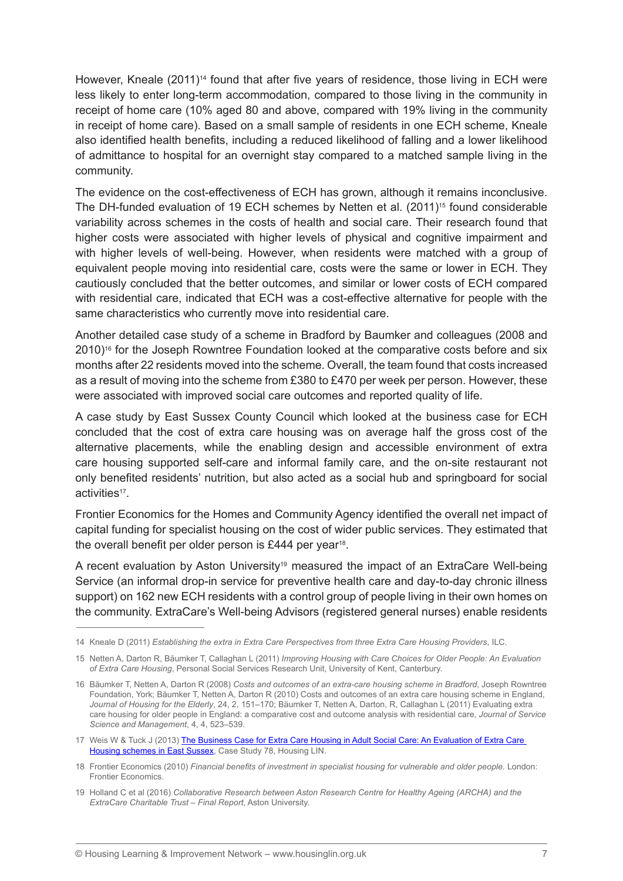However, Kneale (2011)[14] found that after five years of residence, those living in ECH were less likely to enter long-term accommodation, compared to those living in the community in receipt of home care (10% aged 80 and above, compared with 19% living in the community in receipt of home care). Based on a small sample of residents in one ECH scheme, Kneale also identified health benefits, including a reduced likelihood of falling and a lower likelihood of admittance to hospital for an overnight stay compared to a matched sample living in the community.

The evidence on the cost-effectiveness of ECH has grown, although it remains inconclusive. The DH-funded evaluation of 19 ECH schemes by Netten et al. (2011)[15] found considerable variability across schemes in the costs of health and social care. Their research found that higher costs were associated with higher levels of physical and cognitive impairment and with higher levels of well-being. However, when residents were matched with a group of equivalent people moving into residential care, costs were the same or lower in ECH. They cautiously concluded that the better outcomes, and similar or lower costs of ECH compared with residential care, indicated that ECH was a cost-effective alternative for people with the same characteristics who currently move into residential care.

Another detailed case study of a scheme in Bradford by Baumker and colleagues (2008 and 2010)[16] for the Joseph Rowntree Foundation looked at the comparative costs before and six months after 22 residents moved into the scheme. Overall, the team found that costs increased as a result of moving into the scheme from £380 to £470 per week per person. However, these were associated with improved social care outcomes and reported quality of life.

A case study by East Sussex County Council which looked at the business case for ECH concluded that the cost of extra care housing was on average half the gross cost of the alternative placements, while the enabling design and accessible environment of extra care housing supported self-care and informal family care, and the on-site restaurant not only benefited residents' nutrition, but also acted as a social hub and springboard for social activities[17].

Frontier Economics for the Homes and Community Agency identified the overall net impact of capital funding for specialist housing on the cost of wider public services. They estimated that the overall benefit per older person is £444 per year[18].

A recent evaluation by Aston University[19] measured the impact of an ExtraCare Well-being Service (an informal drop-in service for preventive health care and day-to-day chronic illness support) on 162 new ECH residents with a control group of people living in their own homes on the community. ExtraCare's Well-being Advisors (registered general nurses) enable residents

---

14 Kneale D (2011) *Establishing the extra in Extra Care Perspectives from three Extra Care Housing Providers*, ILC.

15 Netten A, Darton R, Bäumker T, Callaghan L (2011) *Improving Housing with Care Choices for Older People: An Evaluation of Extra Care Housing*, Personal Social Services Research Unit, University of Kent, Canterbury.

16 Bäumker T, Netten A, Darton R (2008) *Costs and outcomes of an extra-care housing scheme in Bradford*, Joseph Rowntree Foundation, York; Bäumker T, Netten A, Darton R (2010) Costs and outcomes of an extra care housing scheme in England, *Journal of Housing for the Elderly*, 24, 2, 151–170; Bäumker T, Netten A, Darton, R, Callaghan L (2011) Evaluating extra care housing for older people in England: a comparative cost and outcome analysis with residential care, *Journal of Service Science and Management*, 4, 4, 523–539.

17 Weis W & Tuck J (2013) The Business Case for Extra Care Housing in Adult Social Care: An Evaluation of Extra Care Housing schemes in East Sussex, Case Study 78, Housing LIN.

18 Frontier Economics (2010) *Financial benefits of investment in specialist housing for vulnerable and older people*. London: Frontier Economics.

19 Holland C et al (2016) *Collaborative Research between Aston Research Centre for Healthy Ageing (ARCHA) and the ExtraCare Charitable Trust – Final Report*, Aston University.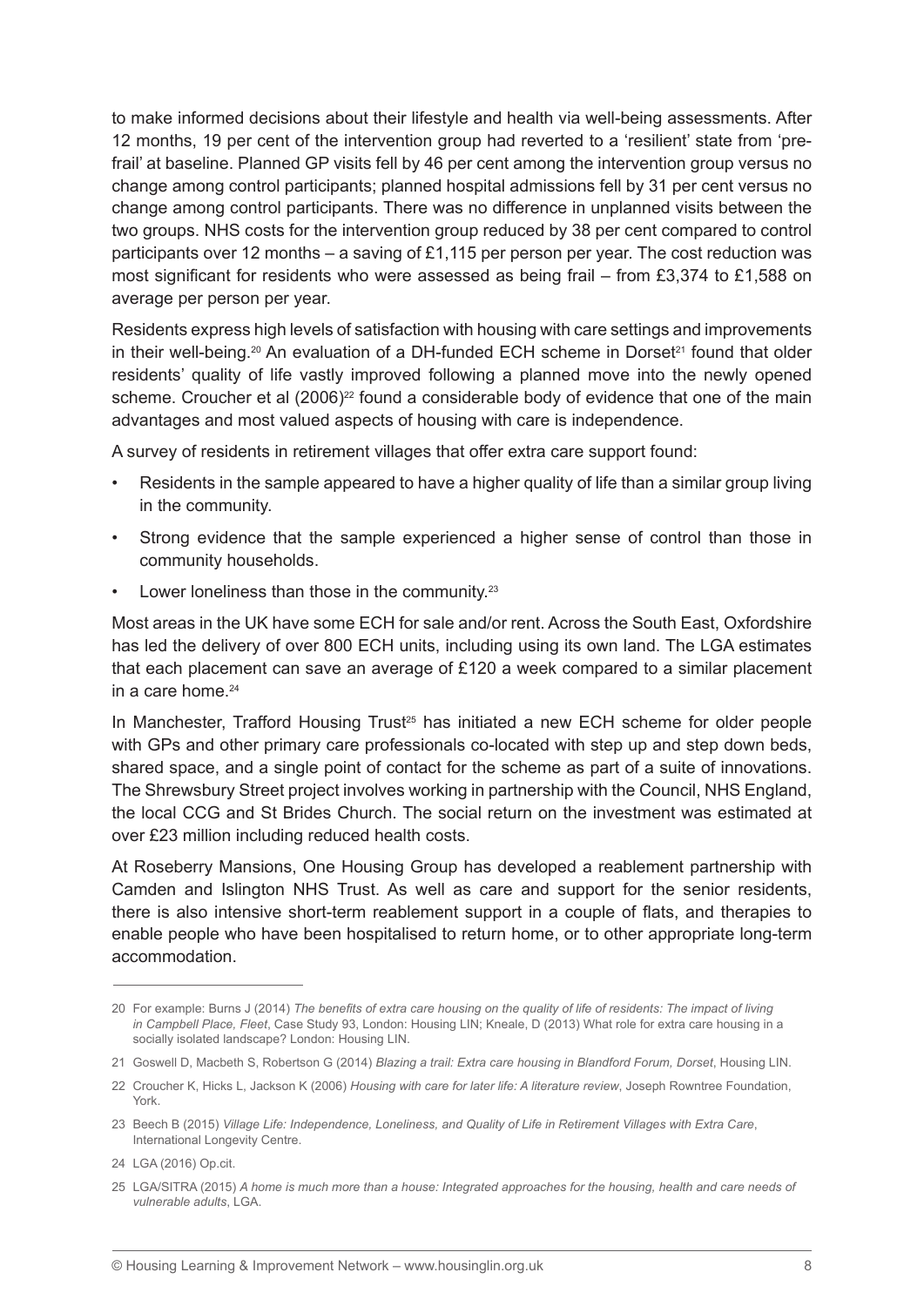to make informed decisions about their lifestyle and health via well-being assessments. After 12 months, 19 per cent of the intervention group had reverted to a 'resilient' state from 'pre-frail' at baseline. Planned GP visits fell by 46 per cent among the intervention group versus no change among control participants; planned hospital admissions fell by 31 per cent versus no change among control participants. There was no difference in unplanned visits between the two groups. NHS costs for the intervention group reduced by 38 per cent compared to control participants over 12 months – a saving of £1,115 per person per year. The cost reduction was most significant for residents who were assessed as being frail – from £3,374 to £1,588 on average per person per year.

Residents express high levels of satisfaction with housing with care settings and improvements in their well-being.[20] An evaluation of a DH-funded ECH scheme in Dorset[21] found that older residents' quality of life vastly improved following a planned move into the newly opened scheme. Croucher et al (2006)[22] found a considerable body of evidence that one of the main advantages and most valued aspects of housing with care is independence.

A survey of residents in retirement villages that offer extra care support found:

- Residents in the sample appeared to have a higher quality of life than a similar group living in the community.
- Strong evidence that the sample experienced a higher sense of control than those in community households.
- Lower loneliness than those in the community.[23]

Most areas in the UK have some ECH for sale and/or rent. Across the South East, Oxfordshire has led the delivery of over 800 ECH units, including using its own land. The LGA estimates that each placement can save an average of £120 a week compared to a similar placement in a care home.[24]

In Manchester, Trafford Housing Trust[25] has initiated a new ECH scheme for older people with GPs and other primary care professionals co-located with step up and step down beds, shared space, and a single point of contact for the scheme as part of a suite of innovations. The Shrewsbury Street project involves working in partnership with the Council, NHS England, the local CCG and St Brides Church. The social return on the investment was estimated at over £23 million including reduced health costs.

At Roseberry Mansions, One Housing Group has developed a reablement partnership with Camden and Islington NHS Trust. As well as care and support for the senior residents, there is also intensive short-term reablement support in a couple of flats, and therapies to enable people who have been hospitalised to return home, or to other appropriate long-term accommodation.

---

20 For example: Burns J (2014) *The benefits of extra care housing on the quality of life of residents: The impact of living in Campbell Place, Fleet*, Case Study 93, London: Housing LIN; Kneale, D (2013) What role for extra care housing in a socially isolated landscape? London: Housing LIN.

21 Goswell D, Macbeth S, Robertson G (2014) *Blazing a trail: Extra care housing in Blandford Forum, Dorset*, Housing LIN.

22 Croucher K, Hicks L, Jackson K (2006) *Housing with care for later life: A literature review*, Joseph Rowntree Foundation, York.

23 Beech B (2015) *Village Life: Independence, Loneliness, and Quality of Life in Retirement Villages with Extra Care*, International Longevity Centre.

24 LGA (2016) Op.cit.

25 LGA/SITRA (2015) *A home is much more than a house: Integrated approaches for the housing, health and care needs of vulnerable adults*, LGA.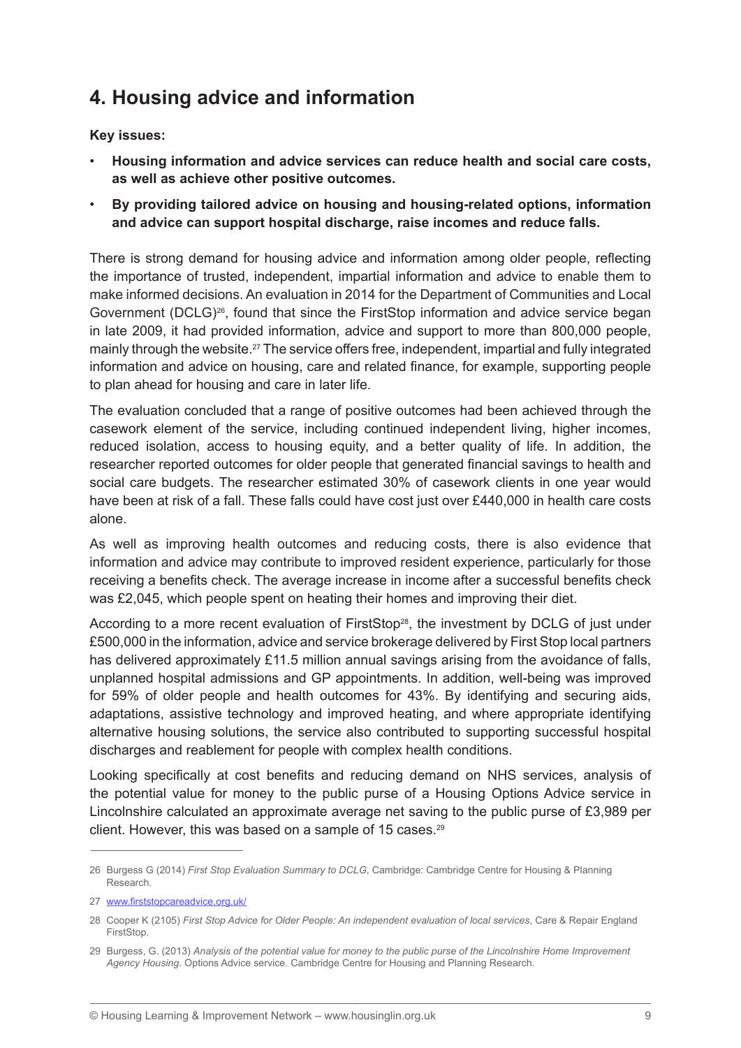## 4. Housing advice and information

**Key issues:**

- **Housing information and advice services can reduce health and social care costs, as well as achieve other positive outcomes.**
- **By providing tailored advice on housing and housing-related options, information and advice can support hospital discharge, raise incomes and reduce falls.**

There is strong demand for housing advice and information among older people, reflecting the importance of trusted, independent, impartial information and advice to enable them to make informed decisions. An evaluation in 2014 for the Department of Communities and Local Government (DCLG)[26], found that since the FirstStop information and advice service began in late 2009, it had provided information, advice and support to more than 800,000 people, mainly through the website.[27] The service offers free, independent, impartial and fully integrated information and advice on housing, care and related finance, for example, supporting people to plan ahead for housing and care in later life.

The evaluation concluded that a range of positive outcomes had been achieved through the casework element of the service, including continued independent living, higher incomes, reduced isolation, access to housing equity, and a better quality of life. In addition, the researcher reported outcomes for older people that generated financial savings to health and social care budgets. The researcher estimated 30% of casework clients in one year would have been at risk of a fall. These falls could have cost just over £440,000 in health care costs alone.

As well as improving health outcomes and reducing costs, there is also evidence that information and advice may contribute to improved resident experience, particularly for those receiving a benefits check. The average increase in income after a successful benefits check was £2,045, which people spent on heating their homes and improving their diet.

According to a more recent evaluation of FirstStop[28], the investment by DCLG of just under £500,000 in the information, advice and service brokerage delivered by First Stop local partners has delivered approximately £11.5 million annual savings arising from the avoidance of falls, unplanned hospital admissions and GP appointments. In addition, well-being was improved for 59% of older people and health outcomes for 43%. By identifying and securing aids, adaptations, assistive technology and improved heating, and where appropriate identifying alternative housing solutions, the service also contributed to supporting successful hospital discharges and reablement for people with complex health conditions.

Looking specifically at cost benefits and reducing demand on NHS services, analysis of the potential value for money to the public purse of a Housing Options Advice service in Lincolnshire calculated an approximate average net saving to the public purse of £3,989 per client. However, this was based on a sample of 15 cases.[29]

---

26 Burgess G (2014) *First Stop Evaluation Summary to DCLG*, Cambridge: Cambridge Centre for Housing & Planning Research.

27 [www.firststopcareadvice.org.uk/](http://www.firststopcareadvice.org.uk/)

28 Cooper K (2105) *First Stop Advice for Older People: An independent evaluation of local services*, Care & Repair England FirstStop.

29 Burgess, G. (2013) *Analysis of the potential value for money to the public purse of the Lincolnshire Home Improvement Agency Housing*. Options Advice service. Cambridge Centre for Housing and Planning Research.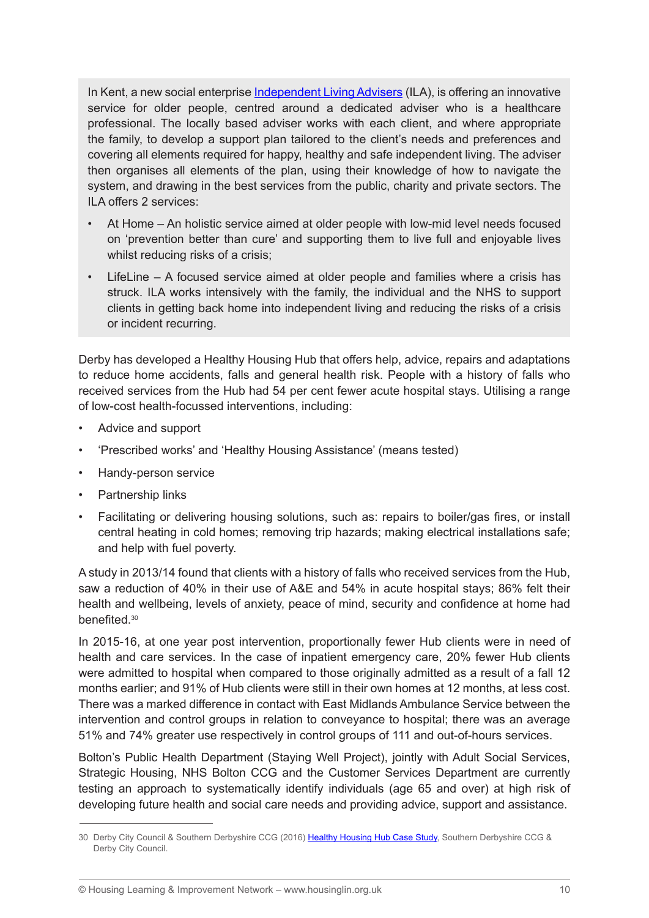In Kent, a new social enterprise Independent Living Advisers (ILA), is offering an innovative service for older people, centred around a dedicated adviser who is a healthcare professional. The locally based adviser works with each client, and where appropriate the family, to develop a support plan tailored to the client's needs and preferences and covering all elements required for happy, healthy and safe independent living. The adviser then organises all elements of the plan, using their knowledge of how to navigate the system, and drawing in the best services from the public, charity and private sectors. The ILA offers 2 services:

- At Home – An holistic service aimed at older people with low-mid level needs focused on 'prevention better than cure' and supporting them to live full and enjoyable lives whilst reducing risks of a crisis;
- LifeLine – A focused service aimed at older people and families where a crisis has struck. ILA works intensively with the family, the individual and the NHS to support clients in getting back home into independent living and reducing the risks of a crisis or incident recurring.

Derby has developed a Healthy Housing Hub that offers help, advice, repairs and adaptations to reduce home accidents, falls and general health risk. People with a history of falls who received services from the Hub had 54 per cent fewer acute hospital stays. Utilising a range of low-cost health-focussed interventions, including:

- Advice and support
- 'Prescribed works' and 'Healthy Housing Assistance' (means tested)
- Handy-person service
- Partnership links
- Facilitating or delivering housing solutions, such as: repairs to boiler/gas fires, or install central heating in cold homes; removing trip hazards; making electrical installations safe; and help with fuel poverty.

A study in 2013/14 found that clients with a history of falls who received services from the Hub, saw a reduction of 40% in their use of A&E and 54% in acute hospital stays; 86% felt their health and wellbeing, levels of anxiety, peace of mind, security and confidence at home had benefited.[30]

In 2015-16, at one year post intervention, proportionally fewer Hub clients were in need of health and care services. In the case of inpatient emergency care, 20% fewer Hub clients were admitted to hospital when compared to those originally admitted as a result of a fall 12 months earlier; and 91% of Hub clients were still in their own homes at 12 months, at less cost. There was a marked difference in contact with East Midlands Ambulance Service between the intervention and control groups in relation to conveyance to hospital; there was an average 51% and 74% greater use respectively in control groups of 111 and out-of-hours services.

Bolton's Public Health Department (Staying Well Project), jointly with Adult Social Services, Strategic Housing, NHS Bolton CCG and the Customer Services Department are currently testing an approach to systematically identify individuals (age 65 and over) at high risk of developing future health and social care needs and providing advice, support and assistance.

---

30 Derby City Council & Southern Derbyshire CCG (2016) Healthy Housing Hub Case Study, Southern Derbyshire CCG & Derby City Council.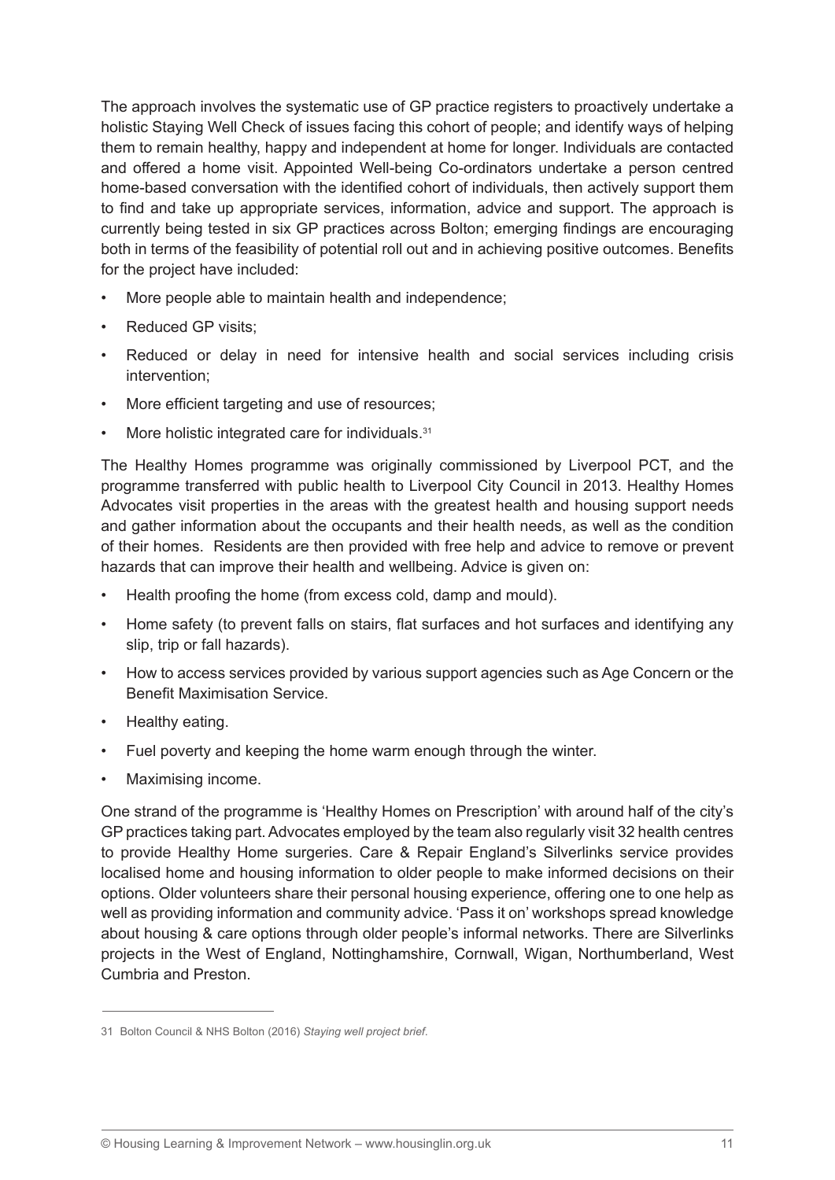The approach involves the systematic use of GP practice registers to proactively undertake a holistic Staying Well Check of issues facing this cohort of people; and identify ways of helping them to remain healthy, happy and independent at home for longer. Individuals are contacted and offered a home visit. Appointed Well-being Co-ordinators undertake a person centred home-based conversation with the identified cohort of individuals, then actively support them to find and take up appropriate services, information, advice and support. The approach is currently being tested in six GP practices across Bolton; emerging findings are encouraging both in terms of the feasibility of potential roll out and in achieving positive outcomes. Benefits for the project have included:

- More people able to maintain health and independence;
- Reduced GP visits;
- Reduced or delay in need for intensive health and social services including crisis intervention;
- More efficient targeting and use of resources;
- More holistic integrated care for individuals.[31]

The Healthy Homes programme was originally commissioned by Liverpool PCT, and the programme transferred with public health to Liverpool City Council in 2013. Healthy Homes Advocates visit properties in the areas with the greatest health and housing support needs and gather information about the occupants and their health needs, as well as the condition of their homes. Residents are then provided with free help and advice to remove or prevent hazards that can improve their health and wellbeing. Advice is given on:

- Health proofing the home (from excess cold, damp and mould).
- Home safety (to prevent falls on stairs, flat surfaces and hot surfaces and identifying any slip, trip or fall hazards).
- How to access services provided by various support agencies such as Age Concern or the Benefit Maximisation Service.
- Healthy eating.
- Fuel poverty and keeping the home warm enough through the winter.
- Maximising income.

One strand of the programme is 'Healthy Homes on Prescription' with around half of the city's GP practices taking part. Advocates employed by the team also regularly visit 32 health centres to provide Healthy Home surgeries. Care & Repair England's Silverlinks service provides localised home and housing information to older people to make informed decisions on their options. Older volunteers share their personal housing experience, offering one to one help as well as providing information and community advice. 'Pass it on' workshops spread knowledge about housing & care options through older people's informal networks. There are Silverlinks projects in the West of England, Nottinghamshire, Cornwall, Wigan, Northumberland, West Cumbria and Preston.

---

31 Bolton Council & NHS Bolton (2016) *Staying well project brief*.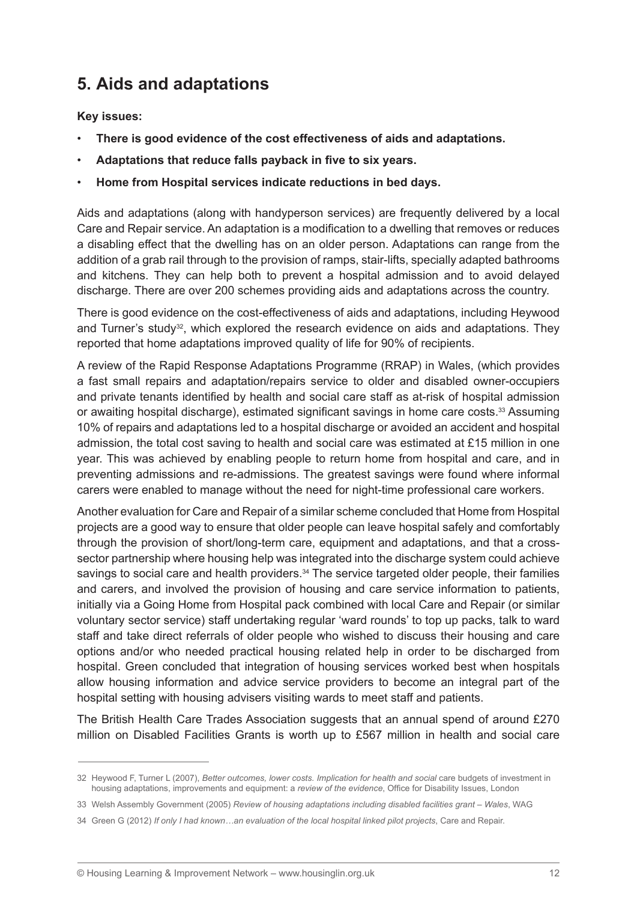## 5. Aids and adaptations

**Key issues:**

- **There is good evidence of the cost effectiveness of aids and adaptations.**
- **Adaptations that reduce falls payback in five to six years.**
- **Home from Hospital services indicate reductions in bed days.**

Aids and adaptations (along with handyperson services) are frequently delivered by a local Care and Repair service. An adaptation is a modification to a dwelling that removes or reduces a disabling effect that the dwelling has on an older person. Adaptations can range from the addition of a grab rail through to the provision of ramps, stair-lifts, specially adapted bathrooms and kitchens. They can help both to prevent a hospital admission and to avoid delayed discharge. There are over 200 schemes providing aids and adaptations across the country.

There is good evidence on the cost-effectiveness of aids and adaptations, including Heywood and Turner's study[32], which explored the research evidence on aids and adaptations. They reported that home adaptations improved quality of life for 90% of recipients.

A review of the Rapid Response Adaptations Programme (RRAP) in Wales, (which provides a fast small repairs and adaptation/repairs service to older and disabled owner-occupiers and private tenants identified by health and social care staff as at-risk of hospital admission or awaiting hospital discharge), estimated significant savings in home care costs.[33] Assuming 10% of repairs and adaptations led to a hospital discharge or avoided an accident and hospital admission, the total cost saving to health and social care was estimated at £15 million in one year. This was achieved by enabling people to return home from hospital and care, and in preventing admissions and re-admissions. The greatest savings were found where informal carers were enabled to manage without the need for night-time professional care workers.

Another evaluation for Care and Repair of a similar scheme concluded that Home from Hospital projects are a good way to ensure that older people can leave hospital safely and comfortably through the provision of short/long-term care, equipment and adaptations, and that a cross-sector partnership where housing help was integrated into the discharge system could achieve savings to social care and health providers.[34] The service targeted older people, their families and carers, and involved the provision of housing and care service information to patients, initially via a Going Home from Hospital pack combined with local Care and Repair (or similar voluntary sector service) staff undertaking regular 'ward rounds' to top up packs, talk to ward staff and take direct referrals of older people who wished to discuss their housing and care options and/or who needed practical housing related help in order to be discharged from hospital. Green concluded that integration of housing services worked best when hospitals allow housing information and advice service providers to become an integral part of the hospital setting with housing advisers visiting wards to meet staff and patients.

The British Health Care Trades Association suggests that an annual spend of around £270 million on Disabled Facilities Grants is worth up to £567 million in health and social care

---

32 Heywood F, Turner L (2007), *Better outcomes, lower costs. Implication for health and social* care budgets of investment in housing adaptations, improvements and equipment: a *review of the evidence*, Office for Disability Issues, London

33 Welsh Assembly Government (2005) *Review of housing adaptations including disabled facilities grant – Wales*, WAG

34 Green G (2012) *If only I had known…an evaluation of the local hospital linked pilot projects*, Care and Repair.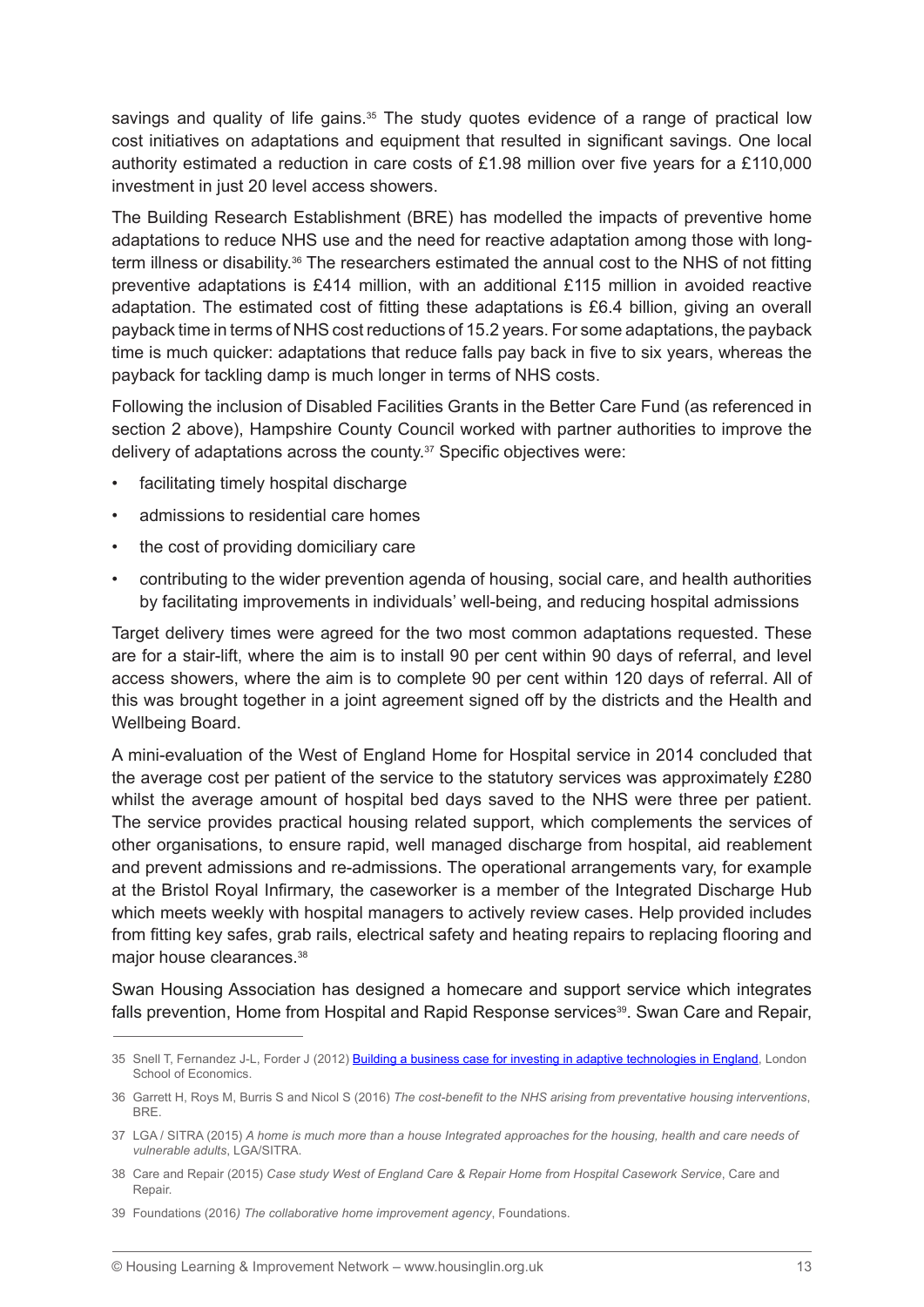savings and quality of life gains.[35] The study quotes evidence of a range of practical low cost initiatives on adaptations and equipment that resulted in significant savings. One local authority estimated a reduction in care costs of £1.98 million over five years for a £110,000 investment in just 20 level access showers.

The Building Research Establishment (BRE) has modelled the impacts of preventive home adaptations to reduce NHS use and the need for reactive adaptation among those with long-term illness or disability.[36] The researchers estimated the annual cost to the NHS of not fitting preventive adaptations is £414 million, with an additional £115 million in avoided reactive adaptation. The estimated cost of fitting these adaptations is £6.4 billion, giving an overall payback time in terms of NHS cost reductions of 15.2 years. For some adaptations, the payback time is much quicker: adaptations that reduce falls pay back in five to six years, whereas the payback for tackling damp is much longer in terms of NHS costs.

Following the inclusion of Disabled Facilities Grants in the Better Care Fund (as referenced in section 2 above), Hampshire County Council worked with partner authorities to improve the delivery of adaptations across the county.[37] Specific objectives were:

- facilitating timely hospital discharge
- admissions to residential care homes
- the cost of providing domiciliary care
- contributing to the wider prevention agenda of housing, social care, and health authorities by facilitating improvements in individuals' well-being, and reducing hospital admissions

Target delivery times were agreed for the two most common adaptations requested. These are for a stair-lift, where the aim is to install 90 per cent within 90 days of referral, and level access showers, where the aim is to complete 90 per cent within 120 days of referral. All of this was brought together in a joint agreement signed off by the districts and the Health and Wellbeing Board.

A mini-evaluation of the West of England Home for Hospital service in 2014 concluded that the average cost per patient of the service to the statutory services was approximately £280 whilst the average amount of hospital bed days saved to the NHS were three per patient. The service provides practical housing related support, which complements the services of other organisations, to ensure rapid, well managed discharge from hospital, aid reablement and prevent admissions and re-admissions. The operational arrangements vary, for example at the Bristol Royal Infirmary, the caseworker is a member of the Integrated Discharge Hub which meets weekly with hospital managers to actively review cases. Help provided includes from fitting key safes, grab rails, electrical safety and heating repairs to replacing flooring and major house clearances.[38]

Swan Housing Association has designed a homecare and support service which integrates falls prevention, Home from Hospital and Rapid Response services[39]. Swan Care and Repair,

---

35 Snell T, Fernandez J-L, Forder J (2012) [Building a business case for investing in adaptive technologies in England](), London School of Economics.

36 Garrett H, Roys M, Burris S and Nicol S (2016) *The cost-benefit to the NHS arising from preventative housing interventions*, BRE.

37 LGA / SITRA (2015) *A home is much more than a house Integrated approaches for the housing, health and care needs of vulnerable adults*, LGA/SITRA.

38 Care and Repair (2015) *Case study West of England Care & Repair Home from Hospital Casework Service*, Care and Repair.

39 Foundations (2016) *The collaborative home improvement agency*, Foundations.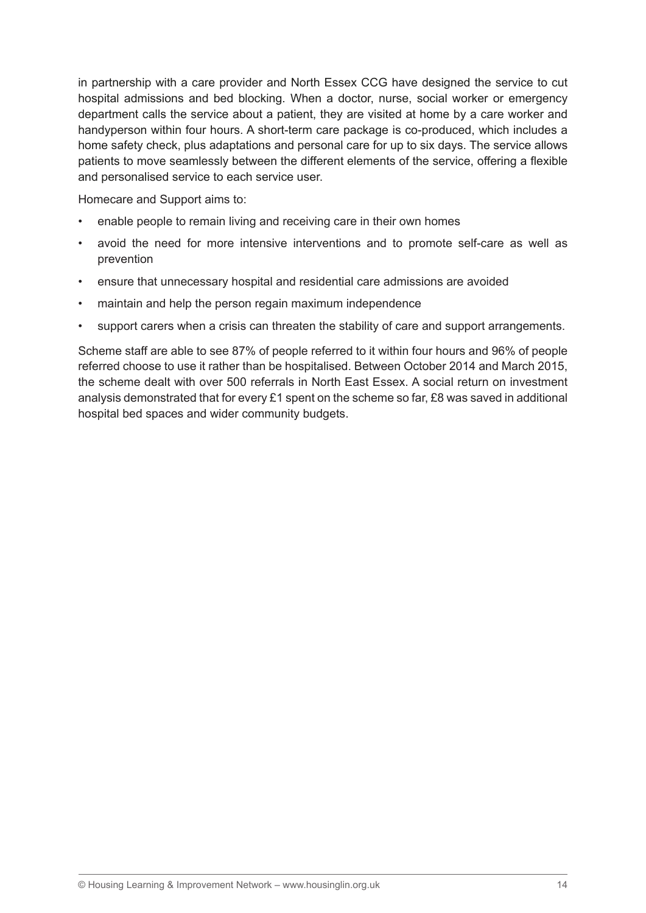in partnership with a care provider and North Essex CCG have designed the service to cut hospital admissions and bed blocking. When a doctor, nurse, social worker or emergency department calls the service about a patient, they are visited at home by a care worker and handyperson within four hours. A short-term care package is co-produced, which includes a home safety check, plus adaptations and personal care for up to six days. The service allows patients to move seamlessly between the different elements of the service, offering a flexible and personalised service to each service user.

Homecare and Support aims to:

- enable people to remain living and receiving care in their own homes
- avoid the need for more intensive interventions and to promote self-care as well as prevention
- ensure that unnecessary hospital and residential care admissions are avoided
- maintain and help the person regain maximum independence
- support carers when a crisis can threaten the stability of care and support arrangements.

Scheme staff are able to see 87% of people referred to it within four hours and 96% of people referred choose to use it rather than be hospitalised. Between October 2014 and March 2015, the scheme dealt with over 500 referrals in North East Essex. A social return on investment analysis demonstrated that for every £1 spent on the scheme so far, £8 was saved in additional hospital bed spaces and wider community budgets.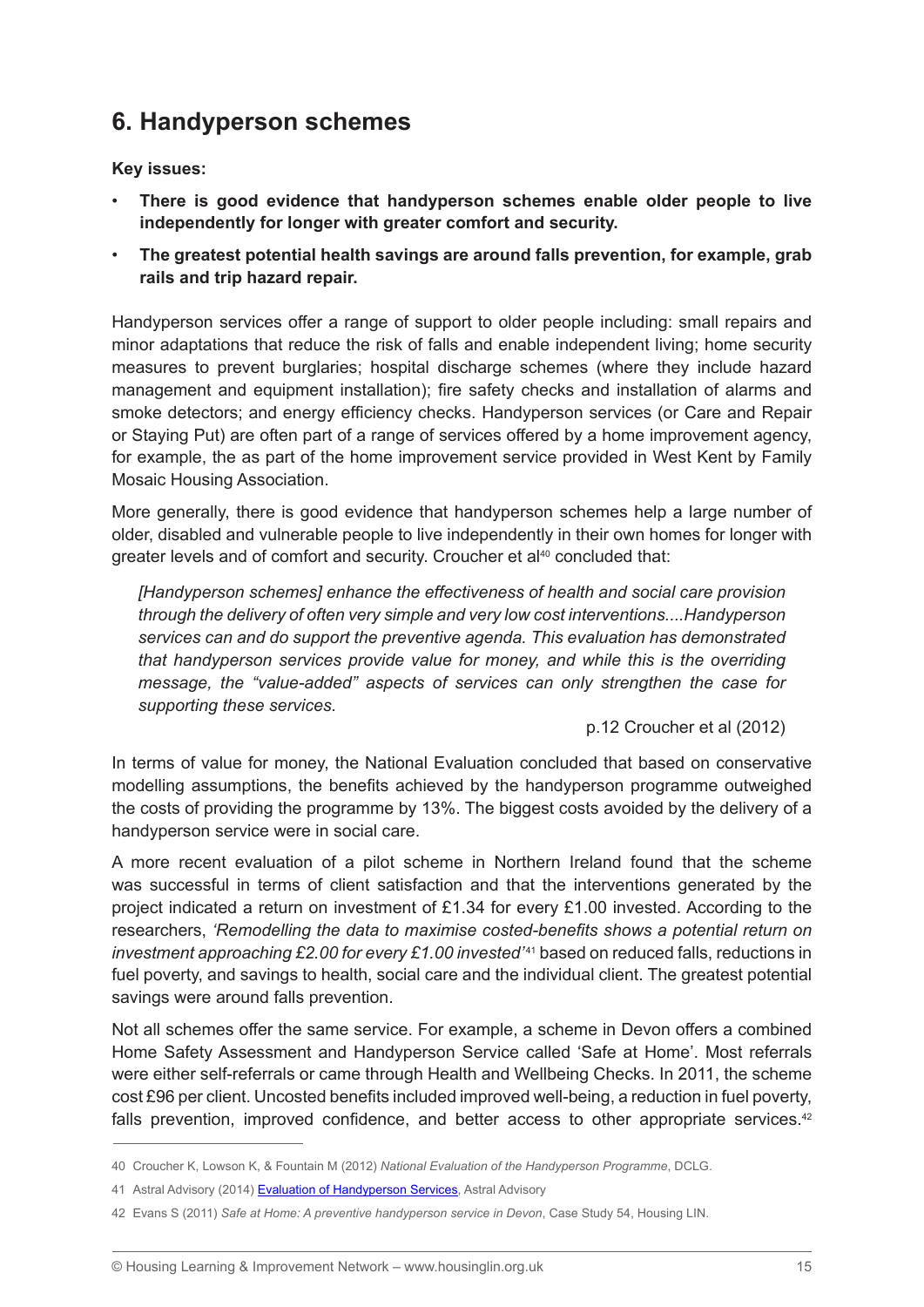## 6. Handyperson schemes

**Key issues:**

- **There is good evidence that handyperson schemes enable older people to live independently for longer with greater comfort and security.**
- **The greatest potential health savings are around falls prevention, for example, grab rails and trip hazard repair.**

Handyperson services offer a range of support to older people including: small repairs and minor adaptations that reduce the risk of falls and enable independent living; home security measures to prevent burglaries; hospital discharge schemes (where they include hazard management and equipment installation); fire safety checks and installation of alarms and smoke detectors; and energy efficiency checks. Handyperson services (or Care and Repair or Staying Put) are often part of a range of services offered by a home improvement agency, for example, the as part of the home improvement service provided in West Kent by Family Mosaic Housing Association.

More generally, there is good evidence that handyperson schemes help a large number of older, disabled and vulnerable people to live independently in their own homes for longer with greater levels and of comfort and security. Croucher et al[40] concluded that:

> *[Handyperson schemes] enhance the effectiveness of health and social care provision through the delivery of often very simple and very low cost interventions....Handyperson services can and do support the preventive agenda. This evaluation has demonstrated that handyperson services provide value for money, and while this is the overriding message, the "value-added" aspects of services can only strengthen the case for supporting these services.*
>
> p.12 Croucher et al (2012)

In terms of value for money, the National Evaluation concluded that based on conservative modelling assumptions, the benefits achieved by the handyperson programme outweighed the costs of providing the programme by 13%. The biggest costs avoided by the delivery of a handyperson service were in social care.

A more recent evaluation of a pilot scheme in Northern Ireland found that the scheme was successful in terms of client satisfaction and that the interventions generated by the project indicated a return on investment of £1.34 for every £1.00 invested. According to the researchers, *'Remodelling the data to maximise costed-benefits shows a potential return on investment approaching £2.00 for every £1.00 invested'*[41] based on reduced falls, reductions in fuel poverty, and savings to health, social care and the individual client. The greatest potential savings were around falls prevention.

Not all schemes offer the same service. For example, a scheme in Devon offers a combined Home Safety Assessment and Handyperson Service called 'Safe at Home'. Most referrals were either self-referrals or came through Health and Wellbeing Checks. In 2011, the scheme cost £96 per client. Uncosted benefits included improved well-being, a reduction in fuel poverty, falls prevention, improved confidence, and better access to other appropriate services.[42]

---

40 Croucher K, Lowson K, & Fountain M (2012) *National Evaluation of the Handyperson Programme*, DCLG.

41 Astral Advisory (2014) Evaluation of Handyperson Services, Astral Advisory

42 Evans S (2011) *Safe at Home: A preventive handyperson service in Devon*, Case Study 54, Housing LIN.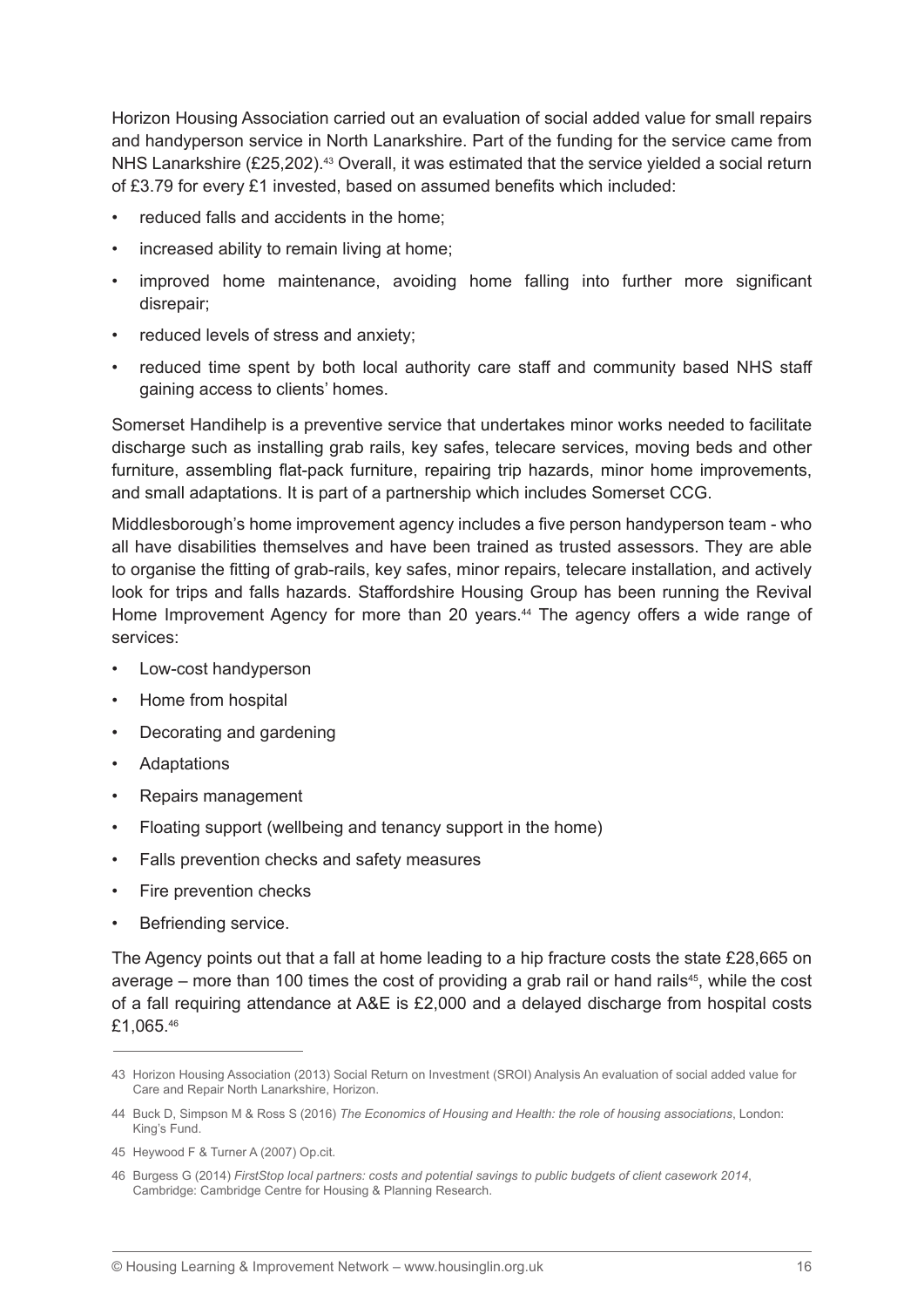Horizon Housing Association carried out an evaluation of social added value for small repairs and handyperson service in North Lanarkshire. Part of the funding for the service came from NHS Lanarkshire (£25,202).[43] Overall, it was estimated that the service yielded a social return of £3.79 for every £1 invested, based on assumed benefits which included:

- reduced falls and accidents in the home;
- increased ability to remain living at home;
- improved home maintenance, avoiding home falling into further more significant disrepair;
- reduced levels of stress and anxiety;
- reduced time spent by both local authority care staff and community based NHS staff gaining access to clients' homes.

Somerset Handihelp is a preventive service that undertakes minor works needed to facilitate discharge such as installing grab rails, key safes, telecare services, moving beds and other furniture, assembling flat-pack furniture, repairing trip hazards, minor home improvements, and small adaptations. It is part of a partnership which includes Somerset CCG.

Middlesborough's home improvement agency includes a five person handyperson team - who all have disabilities themselves and have been trained as trusted assessors. They are able to organise the fitting of grab-rails, key safes, minor repairs, telecare installation, and actively look for trips and falls hazards. Staffordshire Housing Group has been running the Revival Home Improvement Agency for more than 20 years.[44] The agency offers a wide range of services:

- Low-cost handyperson
- Home from hospital
- Decorating and gardening
- Adaptations
- Repairs management
- Floating support (wellbeing and tenancy support in the home)
- Falls prevention checks and safety measures
- Fire prevention checks
- Befriending service.

The Agency points out that a fall at home leading to a hip fracture costs the state £28,665 on average – more than 100 times the cost of providing a grab rail or hand rails[45], while the cost of a fall requiring attendance at A&E is £2,000 and a delayed discharge from hospital costs £1,065.[46]

---

43 Horizon Housing Association (2013) Social Return on Investment (SROI) Analysis An evaluation of social added value for Care and Repair North Lanarkshire, Horizon.

44 Buck D, Simpson M & Ross S (2016) *The Economics of Housing and Health: the role of housing associations*, London: King's Fund.

45 Heywood F & Turner A (2007) Op.cit.

46 Burgess G (2014) *FirstStop local partners: costs and potential savings to public budgets of client casework 2014*, Cambridge: Cambridge Centre for Housing & Planning Research.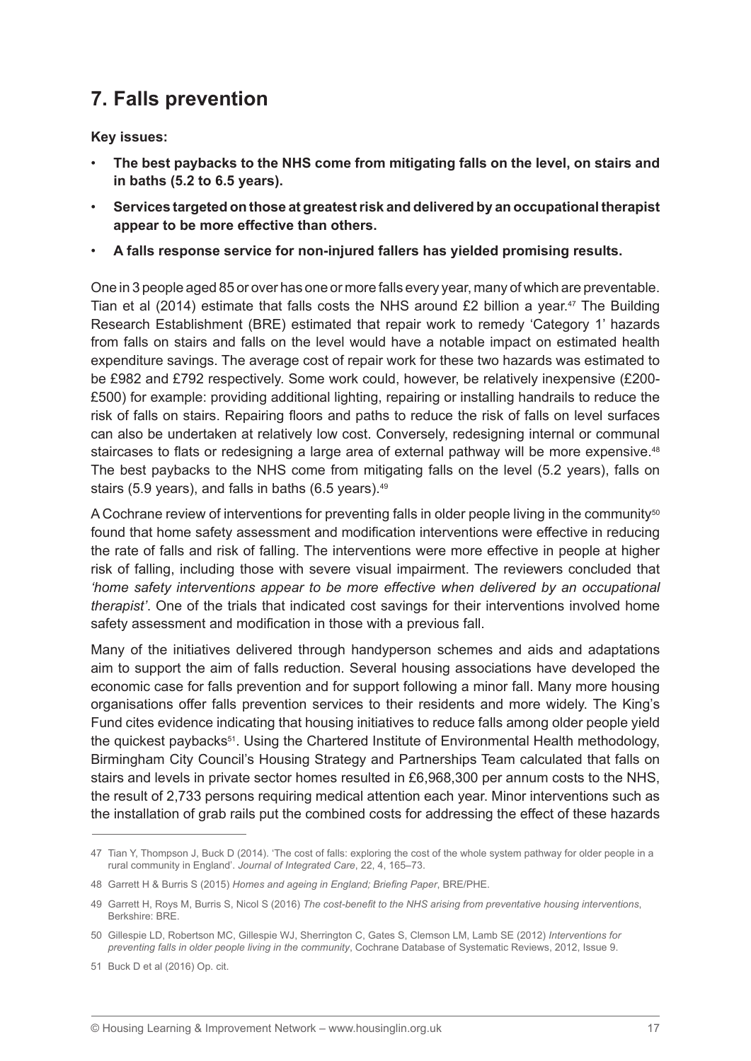## 7. Falls prevention

**Key issues:**

- **The best paybacks to the NHS come from mitigating falls on the level, on stairs and in baths (5.2 to 6.5 years).**
- **Services targeted on those at greatest risk and delivered by an occupational therapist appear to be more effective than others.**
- **A falls response service for non-injured fallers has yielded promising results.**

One in 3 people aged 85 or over has one or more falls every year, many of which are preventable. Tian et al (2014) estimate that falls costs the NHS around £2 billion a year.[47] The Building Research Establishment (BRE) estimated that repair work to remedy 'Category 1' hazards from falls on stairs and falls on the level would have a notable impact on estimated health expenditure savings. The average cost of repair work for these two hazards was estimated to be £982 and £792 respectively. Some work could, however, be relatively inexpensive (£200-£500) for example: providing additional lighting, repairing or installing handrails to reduce the risk of falls on stairs. Repairing floors and paths to reduce the risk of falls on level surfaces can also be undertaken at relatively low cost. Conversely, redesigning internal or communal staircases to flats or redesigning a large area of external pathway will be more expensive.[48] The best paybacks to the NHS come from mitigating falls on the level (5.2 years), falls on stairs (5.9 years), and falls in baths (6.5 years).[49]

A Cochrane review of interventions for preventing falls in older people living in the community[50] found that home safety assessment and modification interventions were effective in reducing the rate of falls and risk of falling. The interventions were more effective in people at higher risk of falling, including those with severe visual impairment. The reviewers concluded that *'home safety interventions appear to be more effective when delivered by an occupational therapist'*. One of the trials that indicated cost savings for their interventions involved home safety assessment and modification in those with a previous fall.

Many of the initiatives delivered through handyperson schemes and aids and adaptations aim to support the aim of falls reduction. Several housing associations have developed the economic case for falls prevention and for support following a minor fall. Many more housing organisations offer falls prevention services to their residents and more widely. The King's Fund cites evidence indicating that housing initiatives to reduce falls among older people yield the quickest paybacks[51]. Using the Chartered Institute of Environmental Health methodology, Birmingham City Council's Housing Strategy and Partnerships Team calculated that falls on stairs and levels in private sector homes resulted in £6,968,300 per annum costs to the NHS, the result of 2,733 persons requiring medical attention each year. Minor interventions such as the installation of grab rails put the combined costs for addressing the effect of these hazards

---

47 Tian Y, Thompson J, Buck D (2014). 'The cost of falls: exploring the cost of the whole system pathway for older people in a rural community in England'. *Journal of Integrated Care*, 22, 4, 165–73.

48 Garrett H & Burris S (2015) *Homes and ageing in England; Briefing Paper*, BRE/PHE.

49 Garrett H, Roys M, Burris S, Nicol S (2016) *The cost-benefit to the NHS arising from preventative housing interventions*, Berkshire: BRE.

50 Gillespie LD, Robertson MC, Gillespie WJ, Sherrington C, Gates S, Clemson LM, Lamb SE (2012) *Interventions for preventing falls in older people living in the community*, Cochrane Database of Systematic Reviews, 2012, Issue 9.

51 Buck D et al (2016) Op. cit.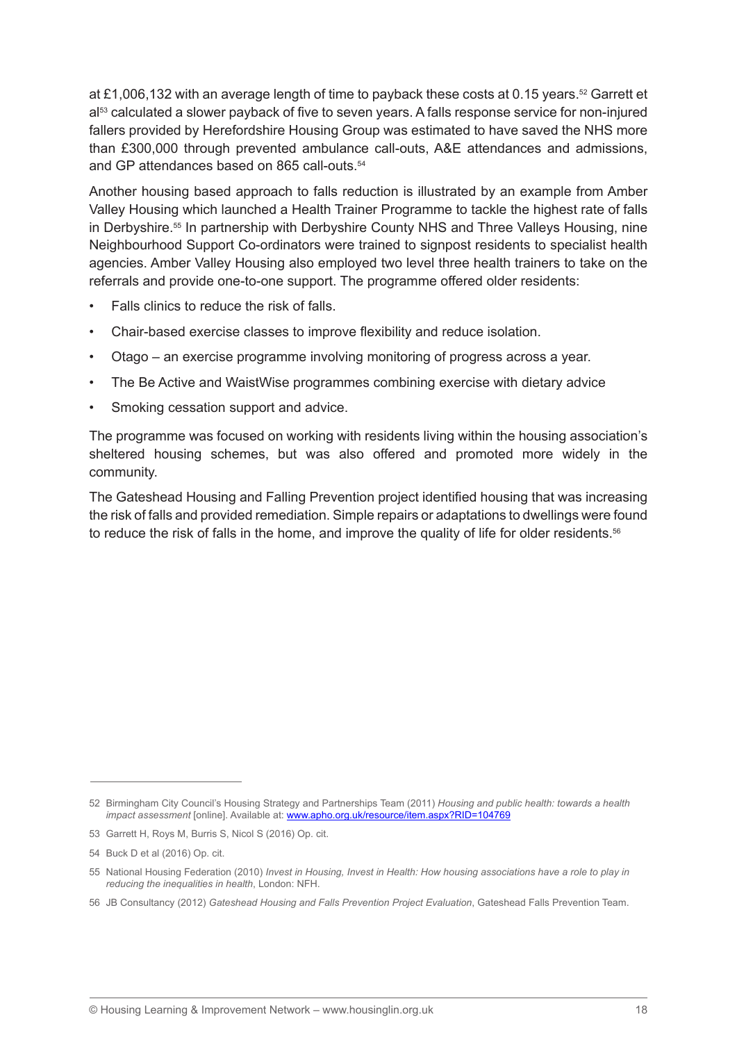at £1,006,132 with an average length of time to payback these costs at 0.15 years.[52] Garrett et al[53] calculated a slower payback of five to seven years. A falls response service for non-injured fallers provided by Herefordshire Housing Group was estimated to have saved the NHS more than £300,000 through prevented ambulance call-outs, A&E attendances and admissions, and GP attendances based on 865 call-outs.[54]

Another housing based approach to falls reduction is illustrated by an example from Amber Valley Housing which launched a Health Trainer Programme to tackle the highest rate of falls in Derbyshire.[55] In partnership with Derbyshire County NHS and Three Valleys Housing, nine Neighbourhood Support Co-ordinators were trained to signpost residents to specialist health agencies. Amber Valley Housing also employed two level three health trainers to take on the referrals and provide one-to-one support. The programme offered older residents:

- Falls clinics to reduce the risk of falls.
- Chair-based exercise classes to improve flexibility and reduce isolation.
- Otago – an exercise programme involving monitoring of progress across a year.
- The Be Active and WaistWise programmes combining exercise with dietary advice
- Smoking cessation support and advice.

The programme was focused on working with residents living within the housing association's sheltered housing schemes, but was also offered and promoted more widely in the community.

The Gateshead Housing and Falling Prevention project identified housing that was increasing the risk of falls and provided remediation. Simple repairs or adaptations to dwellings were found to reduce the risk of falls in the home, and improve the quality of life for older residents.[56]

---

52 Birmingham City Council's Housing Strategy and Partnerships Team (2011) *Housing and public health: towards a health impact assessment* [online]. Available at: www.apho.org.uk/resource/item.aspx?RID=104769

53 Garrett H, Roys M, Burris S, Nicol S (2016) Op. cit.

54 Buck D et al (2016) Op. cit.

55 National Housing Federation (2010) *Invest in Housing, Invest in Health: How housing associations have a role to play in reducing the inequalities in health*, London: NFH.

56 JB Consultancy (2012) *Gateshead Housing and Falls Prevention Project Evaluation*, Gateshead Falls Prevention Team.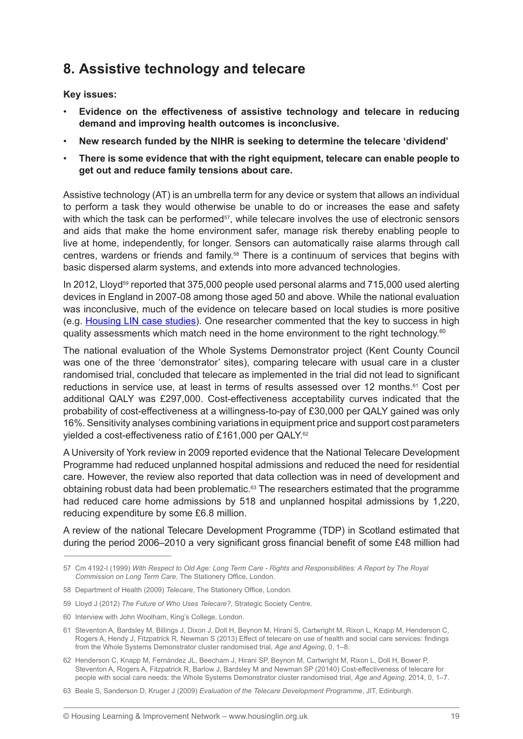## 8. Assistive technology and telecare

**Key issues:**

- **Evidence on the effectiveness of assistive technology and telecare in reducing demand and improving health outcomes is inconclusive.**
- **New research funded by the NIHR is seeking to determine the telecare 'dividend'**
- **There is some evidence that with the right equipment, telecare can enable people to get out and reduce family tensions about care.**

Assistive technology (AT) is an umbrella term for any device or system that allows an individual to perform a task they would otherwise be unable to do or increases the ease and safety with which the task can be performed[57], while telecare involves the use of electronic sensors and aids that make the home environment safer, manage risk thereby enabling people to live at home, independently, for longer. Sensors can automatically raise alarms through call centres, wardens or friends and family.[58] There is a continuum of services that begins with basic dispersed alarm systems, and extends into more advanced technologies.

In 2012, Lloyd[59] reported that 375,000 people used personal alarms and 715,000 used alerting devices in England in 2007-08 among those aged 50 and above. While the national evaluation was inconclusive, much of the evidence on telecare based on local studies is more positive (e.g. Housing LIN case studies). One researcher commented that the key to success in high quality assessments which match need in the home environment to the right technology.[60]

The national evaluation of the Whole Systems Demonstrator project (Kent County Council was one of the three 'demonstrator' sites), comparing telecare with usual care in a cluster randomised trial, concluded that telecare as implemented in the trial did not lead to significant reductions in service use, at least in terms of results assessed over 12 months.[61] Cost per additional QALY was £297,000. Cost-effectiveness acceptability curves indicated that the probability of cost-effectiveness at a willingness-to-pay of £30,000 per QALY gained was only 16%. Sensitivity analyses combining variations in equipment price and support cost parameters yielded a cost-effectiveness ratio of £161,000 per QALY.[62]

A University of York review in 2009 reported evidence that the National Telecare Development Programme had reduced unplanned hospital admissions and reduced the need for residential care. However, the review also reported that data collection was in need of development and obtaining robust data had been problematic.[63] The researchers estimated that the programme had reduced care home admissions by 518 and unplanned hospital admissions by 1,220, reducing expenditure by some £6.8 million.

A review of the national Telecare Development Programme (TDP) in Scotland estimated that during the period 2006–2010 a very significant gross financial benefit of some £48 million had

---

57 Cm 4192-I (1999) *With Respect to Old Age: Long Term Care - Rights and Responsibilities: A Report by The Royal Commission on Long Term Care*, The Stationery Office, London.

58 Department of Health (2009) *Telecare*, The Stationery Office, London.

59 Lloyd J (2012) *The Future of Who Uses Telecare?*, Strategic Society Centre.

60 Interview with John Woolham, King's College, London.

61 Steventon A, Bardsley M, Billings J, Dixon J, Doll H, Beynon M, Hirani S, Cartwright M, Rixon L, Knapp M, Henderson C, Rogers A, Hendy J, Fitzpatrick R, Newman S (2013) Effect of telecare on use of health and social care services: findings from the Whole Systems Demonstrator cluster randomised trial, *Age and Ageing*, 0, 1–8.

62 Henderson C, Knapp M, Fernández JL, Beecham J, Hirani SP, Beynon M, Cartwright M, Rixon L, Doll H, Bower P, Steventon A, Rogers A, Fitzpatrick R, Barlow J, Bardsley M and Newman SP (20140) Cost-effectiveness of telecare for people with social care needs: the Whole Systems Demonstrator cluster randomised trial, *Age and Ageing*, 2014, 0, 1–7.

63 Beale S, Sanderson D, Kruger J (2009) *Evaluation of the Telecare Development Programme*, JIT, Edinburgh.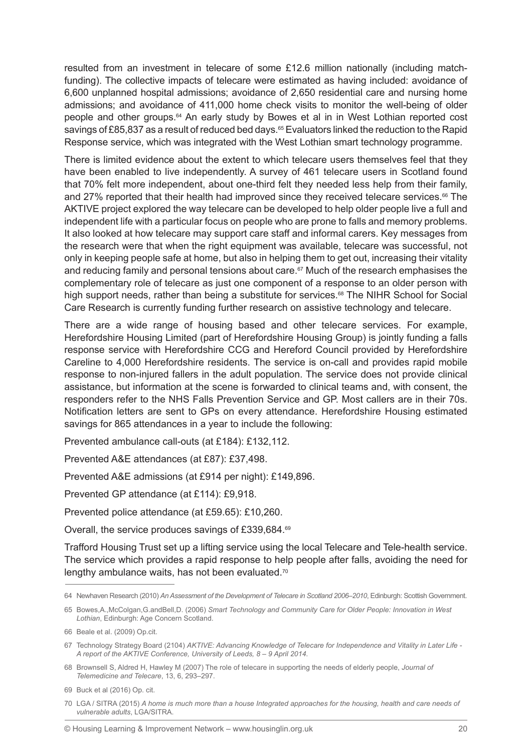resulted from an investment in telecare of some £12.6 million nationally (including match-funding). The collective impacts of telecare were estimated as having included: avoidance of 6,600 unplanned hospital admissions; avoidance of 2,650 residential care and nursing home admissions; and avoidance of 411,000 home check visits to monitor the well-being of older people and other groups.[64] An early study by Bowes et al in in West Lothian reported cost savings of £85,837 as a result of reduced bed days.[65] Evaluators linked the reduction to the Rapid Response service, which was integrated with the West Lothian smart technology programme.

There is limited evidence about the extent to which telecare users themselves feel that they have been enabled to live independently. A survey of 461 telecare users in Scotland found that 70% felt more independent, about one-third felt they needed less help from their family, and 27% reported that their health had improved since they received telecare services.[66] The AKTIVE project explored the way telecare can be developed to help older people live a full and independent life with a particular focus on people who are prone to falls and memory problems. It also looked at how telecare may support care staff and informal carers. Key messages from the research were that when the right equipment was available, telecare was successful, not only in keeping people safe at home, but also in helping them to get out, increasing their vitality and reducing family and personal tensions about care.[67] Much of the research emphasises the complementary role of telecare as just one component of a response to an older person with high support needs, rather than being a substitute for services.[68] The NIHR School for Social Care Research is currently funding further research on assistive technology and telecare.

There are a wide range of housing based and other telecare services. For example, Herefordshire Housing Limited (part of Herefordshire Housing Group) is jointly funding a falls response service with Herefordshire CCG and Hereford Council provided by Herefordshire Careline to 4,000 Herefordshire residents. The service is on-call and provides rapid mobile response to non-injured fallers in the adult population. The service does not provide clinical assistance, but information at the scene is forwarded to clinical teams and, with consent, the responders refer to the NHS Falls Prevention Service and GP. Most callers are in their 70s. Notification letters are sent to GPs on every attendance. Herefordshire Housing estimated savings for 865 attendances in a year to include the following:

Prevented ambulance call-outs (at £184): £132,112.

Prevented A&E attendances (at £87): £37,498.

Prevented A&E admissions (at £914 per night): £149,896.

Prevented GP attendance (at £114): £9,918.

Prevented police attendance (at £59.65): £10,260.

Overall, the service produces savings of £339,684.[69]

Trafford Housing Trust set up a lifting service using the local Telecare and Tele-health service. The service which provides a rapid response to help people after falls, avoiding the need for lengthy ambulance waits, has not been evaluated.[70]

---

64 Newhaven Research (2010) *An Assessment of the Development of Telecare in Scotland 2006–2010*, Edinburgh: Scottish Government.

65 Bowes,A.,McColgan,G.andBell,D. (2006) *Smart Technology and Community Care for Older People: Innovation in West Lothian*, Edinburgh: Age Concern Scotland.

66 Beale et al. (2009) Op.cit.

67 Technology Strategy Board (2104) *AKTIVE: Advancing Knowledge of Telecare for Independence and Vitality in Later Life - A report of the AKTIVE Conference, University of Leeds, 8 – 9 April 2014.*

68 Brownsell S, Aldred H, Hawley M (2007) The role of telecare in supporting the needs of elderly people, *Journal of Telemedicine and Telecare*, 13, 6, 293–297.

69 Buck et al (2016) Op. cit.

70 LGA / SITRA (2015) *A home is much more than a house Integrated approaches for the housing, health and care needs of vulnerable adults*, LGA/SITRA.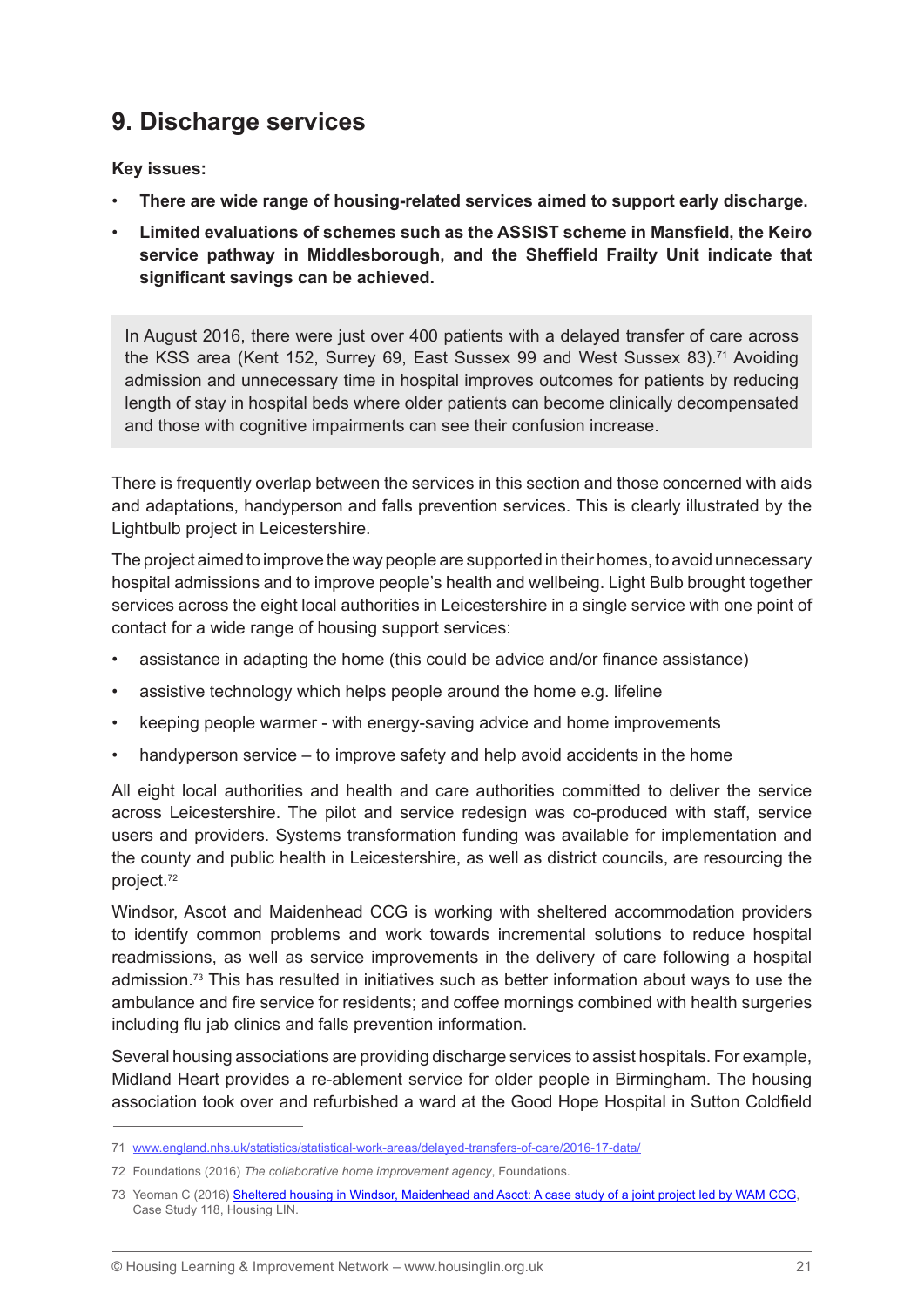## 9. Discharge services

**Key issues:**

- **There are wide range of housing-related services aimed to support early discharge.**
- **Limited evaluations of schemes such as the ASSIST scheme in Mansfield, the Keiro service pathway in Middlesborough, and the Sheffield Frailty Unit indicate that significant savings can be achieved.**

> In August 2016, there were just over 400 patients with a delayed transfer of care across the KSS area (Kent 152, Surrey 69, East Sussex 99 and West Sussex 83).[71] Avoiding admission and unnecessary time in hospital improves outcomes for patients by reducing length of stay in hospital beds where older patients can become clinically decompensated and those with cognitive impairments can see their confusion increase.

There is frequently overlap between the services in this section and those concerned with aids and adaptations, handyperson and falls prevention services. This is clearly illustrated by the Lightbulb project in Leicestershire.

The project aimed to improve the way people are supported in their homes, to avoid unnecessary hospital admissions and to improve people's health and wellbeing. Light Bulb brought together services across the eight local authorities in Leicestershire in a single service with one point of contact for a wide range of housing support services:

- assistance in adapting the home (this could be advice and/or finance assistance)
- assistive technology which helps people around the home e.g. lifeline
- keeping people warmer - with energy-saving advice and home improvements
- handyperson service – to improve safety and help avoid accidents in the home

All eight local authorities and health and care authorities committed to deliver the service across Leicestershire. The pilot and service redesign was co-produced with staff, service users and providers. Systems transformation funding was available for implementation and the county and public health in Leicestershire, as well as district councils, are resourcing the project.[72]

Windsor, Ascot and Maidenhead CCG is working with sheltered accommodation providers to identify common problems and work towards incremental solutions to reduce hospital readmissions, as well as service improvements in the delivery of care following a hospital admission.[73] This has resulted in initiatives such as better information about ways to use the ambulance and fire service for residents; and coffee mornings combined with health surgeries including flu jab clinics and falls prevention information.

Several housing associations are providing discharge services to assist hospitals. For example, Midland Heart provides a re-ablement service for older people in Birmingham. The housing association took over and refurbished a ward at the Good Hope Hospital in Sutton Coldfield

---

71 www.england.nhs.uk/statistics/statistical-work-areas/delayed-transfers-of-care/2016-17-data/

72 Foundations (2016) *The collaborative home improvement agency*, Foundations.

73 Yeoman C (2016) Sheltered housing in Windsor, Maidenhead and Ascot: A case study of a joint project led by WAM CCG, Case Study 118, Housing LIN.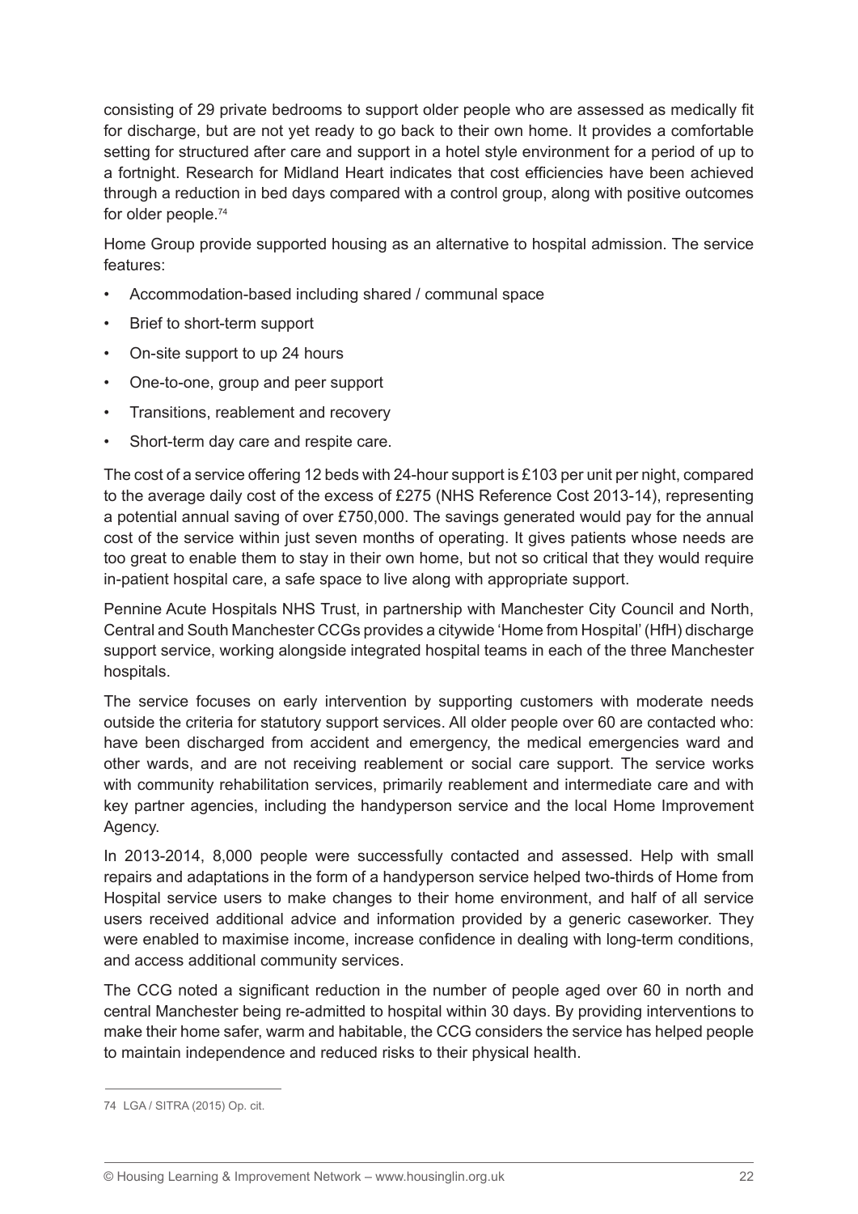consisting of 29 private bedrooms to support older people who are assessed as medically fit for discharge, but are not yet ready to go back to their own home. It provides a comfortable setting for structured after care and support in a hotel style environment for a period of up to a fortnight. Research for Midland Heart indicates that cost efficiencies have been achieved through a reduction in bed days compared with a control group, along with positive outcomes for older people.[74]

Home Group provide supported housing as an alternative to hospital admission. The service features:

- Accommodation-based including shared / communal space
- Brief to short-term support
- On-site support to up 24 hours
- One-to-one, group and peer support
- Transitions, reablement and recovery
- Short-term day care and respite care.

The cost of a service offering 12 beds with 24-hour support is £103 per unit per night, compared to the average daily cost of the excess of £275 (NHS Reference Cost 2013-14), representing a potential annual saving of over £750,000. The savings generated would pay for the annual cost of the service within just seven months of operating. It gives patients whose needs are too great to enable them to stay in their own home, but not so critical that they would require in-patient hospital care, a safe space to live along with appropriate support.

Pennine Acute Hospitals NHS Trust, in partnership with Manchester City Council and North, Central and South Manchester CCGs provides a citywide 'Home from Hospital' (HfH) discharge support service, working alongside integrated hospital teams in each of the three Manchester hospitals.

The service focuses on early intervention by supporting customers with moderate needs outside the criteria for statutory support services. All older people over 60 are contacted who: have been discharged from accident and emergency, the medical emergencies ward and other wards, and are not receiving reablement or social care support. The service works with community rehabilitation services, primarily reablement and intermediate care and with key partner agencies, including the handyperson service and the local Home Improvement Agency.

In 2013-2014, 8,000 people were successfully contacted and assessed. Help with small repairs and adaptations in the form of a handyperson service helped two-thirds of Home from Hospital service users to make changes to their home environment, and half of all service users received additional advice and information provided by a generic caseworker. They were enabled to maximise income, increase confidence in dealing with long-term conditions, and access additional community services.

The CCG noted a significant reduction in the number of people aged over 60 in north and central Manchester being re-admitted to hospital within 30 days. By providing interventions to make their home safer, warm and habitable, the CCG considers the service has helped people to maintain independence and reduced risks to their physical health.

---

74 LGA / SITRA (2015) Op. cit.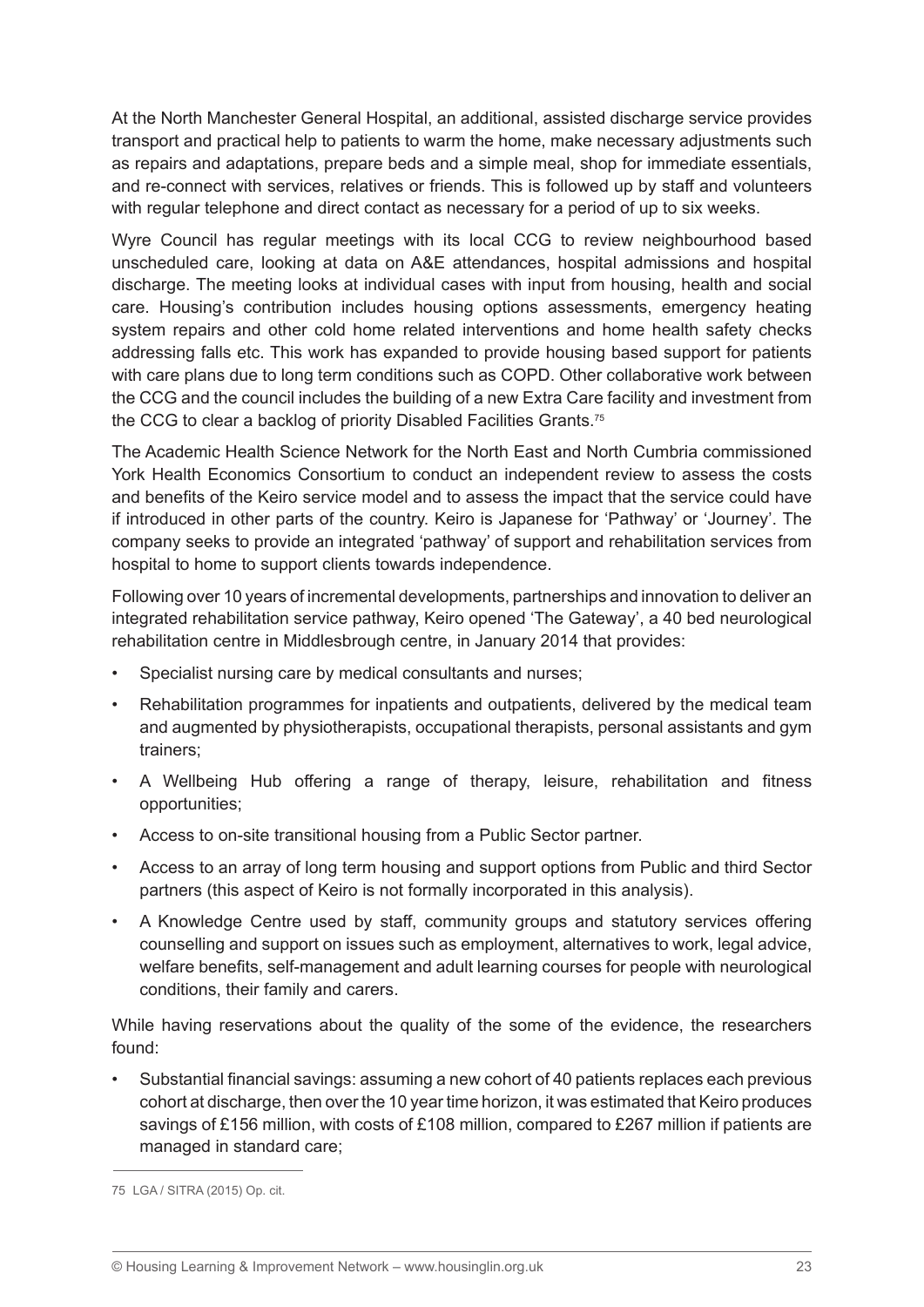At the North Manchester General Hospital, an additional, assisted discharge service provides transport and practical help to patients to warm the home, make necessary adjustments such as repairs and adaptations, prepare beds and a simple meal, shop for immediate essentials, and re-connect with services, relatives or friends. This is followed up by staff and volunteers with regular telephone and direct contact as necessary for a period of up to six weeks.

Wyre Council has regular meetings with its local CCG to review neighbourhood based unscheduled care, looking at data on A&E attendances, hospital admissions and hospital discharge. The meeting looks at individual cases with input from housing, health and social care. Housing's contribution includes housing options assessments, emergency heating system repairs and other cold home related interventions and home health safety checks addressing falls etc. This work has expanded to provide housing based support for patients with care plans due to long term conditions such as COPD. Other collaborative work between the CCG and the council includes the building of a new Extra Care facility and investment from the CCG to clear a backlog of priority Disabled Facilities Grants.[75]

The Academic Health Science Network for the North East and North Cumbria commissioned York Health Economics Consortium to conduct an independent review to assess the costs and benefits of the Keiro service model and to assess the impact that the service could have if introduced in other parts of the country. Keiro is Japanese for 'Pathway' or 'Journey'. The company seeks to provide an integrated 'pathway' of support and rehabilitation services from hospital to home to support clients towards independence.

Following over 10 years of incremental developments, partnerships and innovation to deliver an integrated rehabilitation service pathway, Keiro opened 'The Gateway', a 40 bed neurological rehabilitation centre in Middlesbrough centre, in January 2014 that provides:

- Specialist nursing care by medical consultants and nurses;
- Rehabilitation programmes for inpatients and outpatients, delivered by the medical team and augmented by physiotherapists, occupational therapists, personal assistants and gym trainers;
- A Wellbeing Hub offering a range of therapy, leisure, rehabilitation and fitness opportunities;
- Access to on-site transitional housing from a Public Sector partner.
- Access to an array of long term housing and support options from Public and third Sector partners (this aspect of Keiro is not formally incorporated in this analysis).
- A Knowledge Centre used by staff, community groups and statutory services offering counselling and support on issues such as employment, alternatives to work, legal advice, welfare benefits, self-management and adult learning courses for people with neurological conditions, their family and carers.

While having reservations about the quality of the some of the evidence, the researchers found:

- Substantial financial savings: assuming a new cohort of 40 patients replaces each previous cohort at discharge, then over the 10 year time horizon, it was estimated that Keiro produces savings of £156 million, with costs of £108 million, compared to £267 million if patients are managed in standard care;

---

75 LGA / SITRA (2015) Op. cit.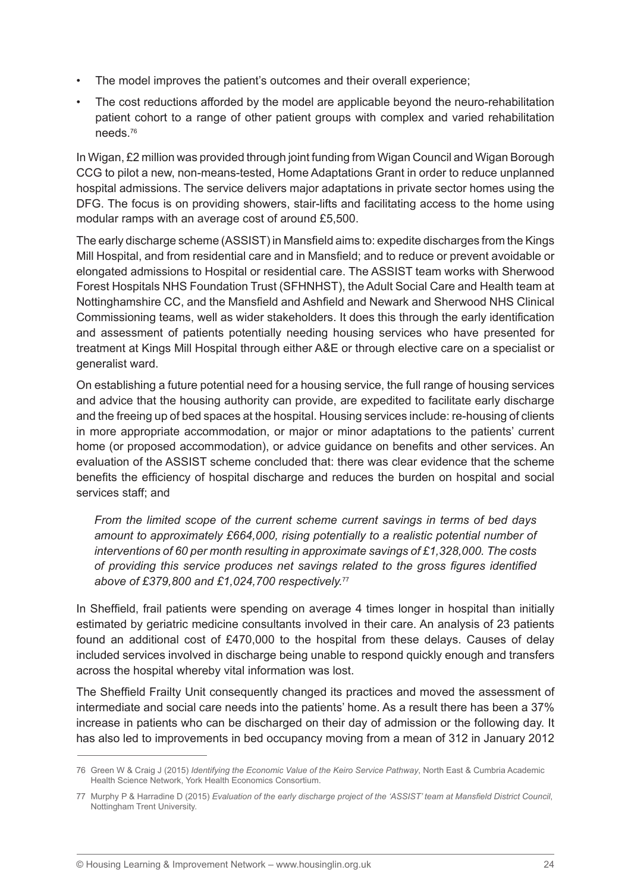- The model improves the patient's outcomes and their overall experience;
- The cost reductions afforded by the model are applicable beyond the neuro-rehabilitation patient cohort to a range of other patient groups with complex and varied rehabilitation needs.[76]

In Wigan, £2 million was provided through joint funding from Wigan Council and Wigan Borough CCG to pilot a new, non-means-tested, Home Adaptations Grant in order to reduce unplanned hospital admissions. The service delivers major adaptations in private sector homes using the DFG. The focus is on providing showers, stair-lifts and facilitating access to the home using modular ramps with an average cost of around £5,500.

The early discharge scheme (ASSIST) in Mansfield aims to: expedite discharges from the Kings Mill Hospital, and from residential care and in Mansfield; and to reduce or prevent avoidable or elongated admissions to Hospital or residential care. The ASSIST team works with Sherwood Forest Hospitals NHS Foundation Trust (SFHNHST), the Adult Social Care and Health team at Nottinghamshire CC, and the Mansfield and Ashfield and Newark and Sherwood NHS Clinical Commissioning teams, well as wider stakeholders. It does this through the early identification and assessment of patients potentially needing housing services who have presented for treatment at Kings Mill Hospital through either A&E or through elective care on a specialist or generalist ward.

On establishing a future potential need for a housing service, the full range of housing services and advice that the housing authority can provide, are expedited to facilitate early discharge and the freeing up of bed spaces at the hospital. Housing services include: re-housing of clients in more appropriate accommodation, or major or minor adaptations to the patients' current home (or proposed accommodation), or advice guidance on benefits and other services. An evaluation of the ASSIST scheme concluded that: there was clear evidence that the scheme benefits the efficiency of hospital discharge and reduces the burden on hospital and social services staff; and

> *From the limited scope of the current scheme current savings in terms of bed days amount to approximately £664,000, rising potentially to a realistic potential number of interventions of 60 per month resulting in approximate savings of £1,328,000. The costs of providing this service produces net savings related to the gross figures identified above of £379,800 and £1,024,700 respectively.*[77]

In Sheffield, frail patients were spending on average 4 times longer in hospital than initially estimated by geriatric medicine consultants involved in their care. An analysis of 23 patients found an additional cost of £470,000 to the hospital from these delays. Causes of delay included services involved in discharge being unable to respond quickly enough and transfers across the hospital whereby vital information was lost.

The Sheffield Frailty Unit consequently changed its practices and moved the assessment of intermediate and social care needs into the patients' home. As a result there has been a 37% increase in patients who can be discharged on their day of admission or the following day. It has also led to improvements in bed occupancy moving from a mean of 312 in January 2012

---

76 Green W & Craig J (2015) *Identifying the Economic Value of the Keiro Service Pathway*, North East & Cumbria Academic Health Science Network, York Health Economics Consortium.

77 Murphy P & Harradine D (2015) *Evaluation of the early discharge project of the 'ASSIST' team at Mansfield District Council*, Nottingham Trent University.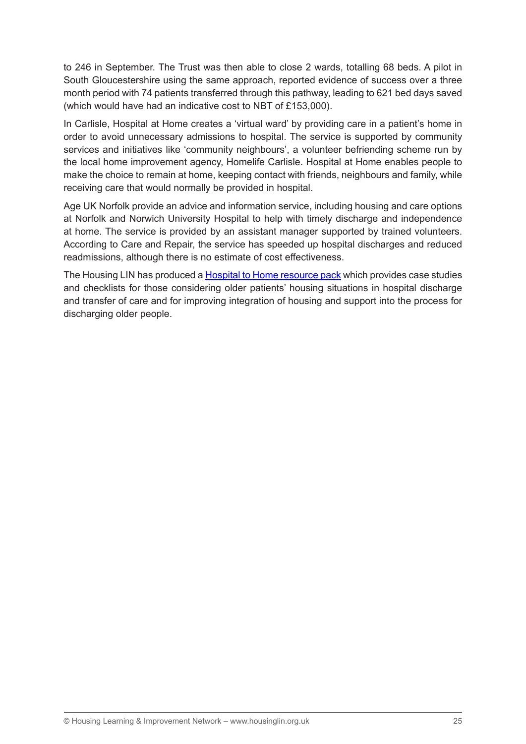to 246 in September. The Trust was then able to close 2 wards, totalling 68 beds. A pilot in South Gloucestershire using the same approach, reported evidence of success over a three month period with 74 patients transferred through this pathway, leading to 621 bed days saved (which would have had an indicative cost to NBT of £153,000).

In Carlisle, Hospital at Home creates a 'virtual ward' by providing care in a patient's home in order to avoid unnecessary admissions to hospital. The service is supported by community services and initiatives like 'community neighbours', a volunteer befriending scheme run by the local home improvement agency, Homelife Carlisle. Hospital at Home enables people to make the choice to remain at home, keeping contact with friends, neighbours and family, while receiving care that would normally be provided in hospital.

Age UK Norfolk provide an advice and information service, including housing and care options at Norfolk and Norwich University Hospital to help with timely discharge and independence at home. The service is provided by an assistant manager supported by trained volunteers. According to Care and Repair, the service has speeded up hospital discharges and reduced readmissions, although there is no estimate of cost effectiveness.

The Housing LIN has produced a Hospital to Home resource pack which provides case studies and checklists for those considering older patients' housing situations in hospital discharge and transfer of care and for improving integration of housing and support into the process for discharging older people.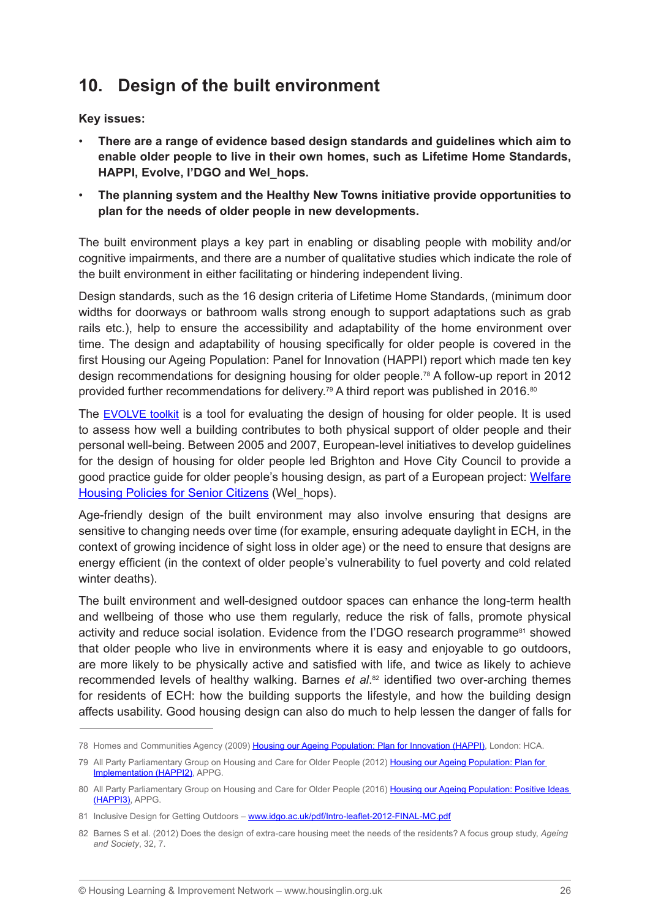## 10. Design of the built environment

**Key issues:**

- **There are a range of evidence based design standards and guidelines which aim to enable older people to live in their own homes, such as Lifetime Home Standards, HAPPI, Evolve, I'DGO and Wel_hops.**
- **The planning system and the Healthy New Towns initiative provide opportunities to plan for the needs of older people in new developments.**

The built environment plays a key part in enabling or disabling people with mobility and/or cognitive impairments, and there are a number of qualitative studies which indicate the role of the built environment in either facilitating or hindering independent living.

Design standards, such as the 16 design criteria of Lifetime Home Standards, (minimum door widths for doorways or bathroom walls strong enough to support adaptations such as grab rails etc.), help to ensure the accessibility and adaptability of the home environment over time. The design and adaptability of housing specifically for older people is covered in the first Housing our Ageing Population: Panel for Innovation (HAPPI) report which made ten key design recommendations for designing housing for older people.[78] A follow-up report in 2012 provided further recommendations for delivery.[79] A third report was published in 2016.[80]

The EVOLVE toolkit is a tool for evaluating the design of housing for older people. It is used to assess how well a building contributes to both physical support of older people and their personal well-being. Between 2005 and 2007, European-level initiatives to develop guidelines for the design of housing for older people led Brighton and Hove City Council to provide a good practice guide for older people's housing design, as part of a European project: Welfare Housing Policies for Senior Citizens (Wel_hops).

Age-friendly design of the built environment may also involve ensuring that designs are sensitive to changing needs over time (for example, ensuring adequate daylight in ECH, in the context of growing incidence of sight loss in older age) or the need to ensure that designs are energy efficient (in the context of older people's vulnerability to fuel poverty and cold related winter deaths).

The built environment and well-designed outdoor spaces can enhance the long-term health and wellbeing of those who use them regularly, reduce the risk of falls, promote physical activity and reduce social isolation. Evidence from the I'DGO research programme[81] showed that older people who live in environments where it is easy and enjoyable to go outdoors, are more likely to be physically active and satisfied with life, and twice as likely to achieve recommended levels of healthy walking. Barnes *et al.*[82] identified two over-arching themes for residents of ECH: how the building supports the lifestyle, and how the building design affects usability. Good housing design can also do much to help lessen the danger of falls for

---

78 Homes and Communities Agency (2009) Housing our Ageing Population: Plan for Innovation (HAPPI), London: HCA.

79 All Party Parliamentary Group on Housing and Care for Older People (2012) Housing our Ageing Population: Plan for Implementation (HAPPI2), APPG.

80 All Party Parliamentary Group on Housing and Care for Older People (2016) Housing our Ageing Population: Positive Ideas (HAPPI3), APPG.

81 Inclusive Design for Getting Outdoors – www.idgo.ac.uk/pdf/Intro-leaflet-2012-FINAL-MC.pdf

82 Barnes S et al. (2012) Does the design of extra-care housing meet the needs of the residents? A focus group study, *Ageing and Society*, 32, 7.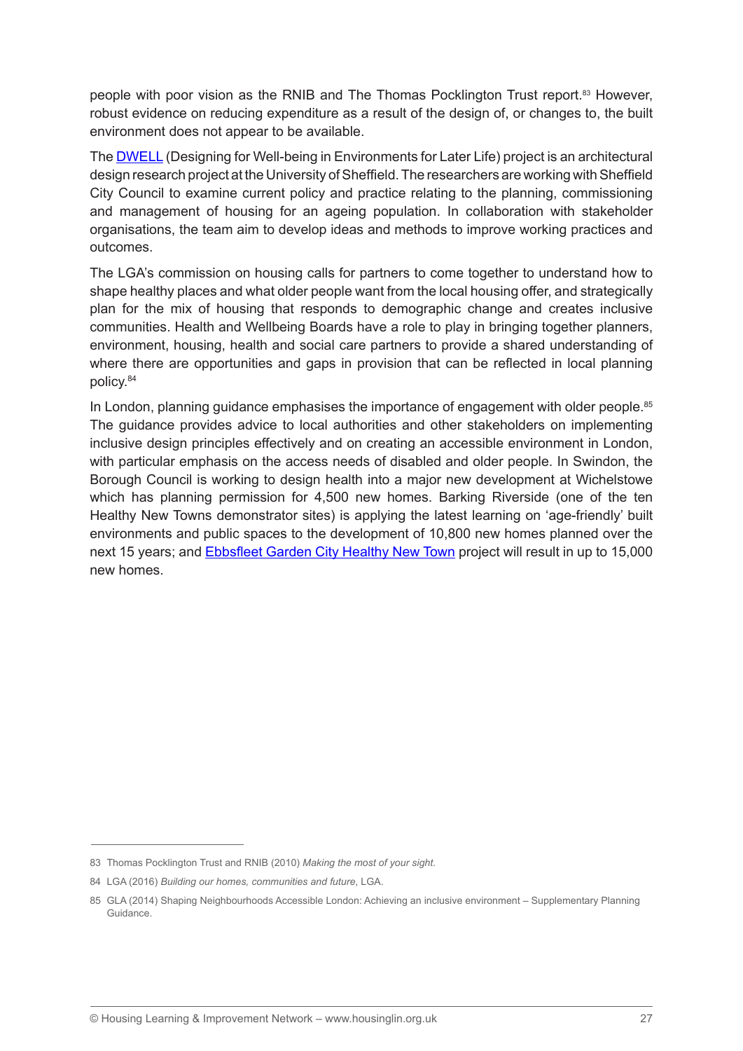people with poor vision as the RNIB and The Thomas Pocklington Trust report.[83] However, robust evidence on reducing expenditure as a result of the design of, or changes to, the built environment does not appear to be available.

The DWELL (Designing for Well-being in Environments for Later Life) project is an architectural design research project at the University of Sheffield. The researchers are working with Sheffield City Council to examine current policy and practice relating to the planning, commissioning and management of housing for an ageing population. In collaboration with stakeholder organisations, the team aim to develop ideas and methods to improve working practices and outcomes.

The LGA's commission on housing calls for partners to come together to understand how to shape healthy places and what older people want from the local housing offer, and strategically plan for the mix of housing that responds to demographic change and creates inclusive communities. Health and Wellbeing Boards have a role to play in bringing together planners, environment, housing, health and social care partners to provide a shared understanding of where there are opportunities and gaps in provision that can be reflected in local planning policy.[84]

In London, planning guidance emphasises the importance of engagement with older people.[85] The guidance provides advice to local authorities and other stakeholders on implementing inclusive design principles effectively and on creating an accessible environment in London, with particular emphasis on the access needs of disabled and older people. In Swindon, the Borough Council is working to design health into a major new development at Wichelstowe which has planning permission for 4,500 new homes. Barking Riverside (one of the ten Healthy New Towns demonstrator sites) is applying the latest learning on 'age-friendly' built environments and public spaces to the development of 10,800 new homes planned over the next 15 years; and Ebbsfleet Garden City Healthy New Town project will result in up to 15,000 new homes.

---

83 Thomas Pocklington Trust and RNIB (2010) *Making the most of your sight.*

84 LGA (2016) *Building our homes, communities and future*, LGA.

85 GLA (2014) Shaping Neighbourhoods Accessible London: Achieving an inclusive environment – Supplementary Planning Guidance.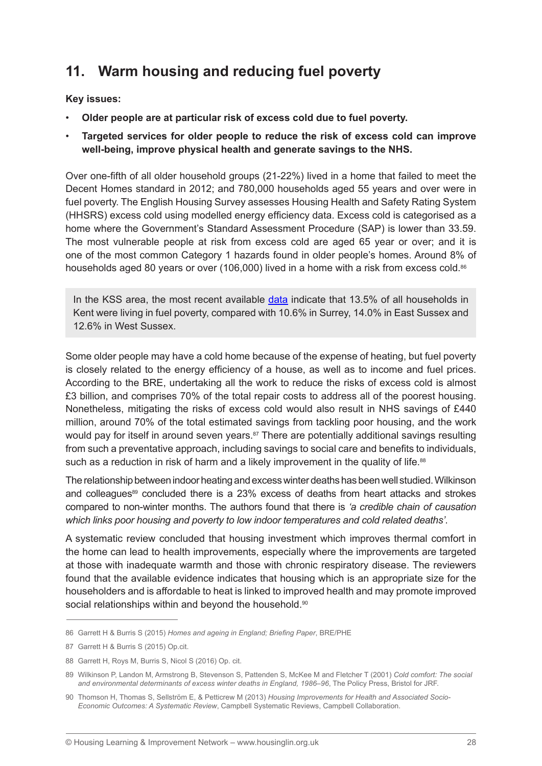## 11. Warm housing and reducing fuel poverty

**Key issues:**

- **Older people are at particular risk of excess cold due to fuel poverty.**
- **Targeted services for older people to reduce the risk of excess cold can improve well-being, improve physical health and generate savings to the NHS.**

Over one-fifth of all older household groups (21-22%) lived in a home that failed to meet the Decent Homes standard in 2012; and 780,000 households aged 55 years and over were in fuel poverty. The English Housing Survey assesses Housing Health and Safety Rating System (HHSRS) excess cold using modelled energy efficiency data. Excess cold is categorised as a home where the Government's Standard Assessment Procedure (SAP) is lower than 33.59. The most vulnerable people at risk from excess cold are aged 65 year or over; and it is one of the most common Category 1 hazards found in older people's homes. Around 8% of households aged 80 years or over (106,000) lived in a home with a risk from excess cold.[86]

> In the KSS area, the most recent available [data](#) indicate that 13.5% of all households in Kent were living in fuel poverty, compared with 10.6% in Surrey, 14.0% in East Sussex and 12.6% in West Sussex.

Some older people may have a cold home because of the expense of heating, but fuel poverty is closely related to the energy efficiency of a house, as well as to income and fuel prices. According to the BRE, undertaking all the work to reduce the risks of excess cold is almost £3 billion, and comprises 70% of the total repair costs to address all of the poorest housing. Nonetheless, mitigating the risks of excess cold would also result in NHS savings of £440 million, around 70% of the total estimated savings from tackling poor housing, and the work would pay for itself in around seven years.[87] There are potentially additional savings resulting from such a preventative approach, including savings to social care and benefits to individuals, such as a reduction in risk of harm and a likely improvement in the quality of life.[88]

The relationship between indoor heating and excess winter deaths has been well studied. Wilkinson and colleagues[89] concluded there is a 23% excess of deaths from heart attacks and strokes compared to non-winter months. The authors found that there is *'a credible chain of causation which links poor housing and poverty to low indoor temperatures and cold related deaths'*.

A systematic review concluded that housing investment which improves thermal comfort in the home can lead to health improvements, especially where the improvements are targeted at those with inadequate warmth and those with chronic respiratory disease. The reviewers found that the available evidence indicates that housing which is an appropriate size for the householders and is affordable to heat is linked to improved health and may promote improved social relationships within and beyond the household.[90]

---

86 Garrett H & Burris S (2015) *Homes and ageing in England; Briefing Paper*, BRE/PHE

87 Garrett H & Burris S (2015) Op.cit.

88 Garrett H, Roys M, Burris S, Nicol S (2016) Op. cit.

89 Wilkinson P, Landon M, Armstrong B, Stevenson S, Pattenden S, McKee M and Fletcher T (2001) *Cold comfort: The social and environmental determinants of excess winter deaths in England, 1986–96*, The Policy Press, Bristol for JRF.

90 Thomson H, Thomas S, Sellström E, & Petticrew M (2013) *Housing Improvements for Health and Associated Socio-Economic Outcomes: A Systematic Review*, Campbell Systematic Reviews, Campbell Collaboration.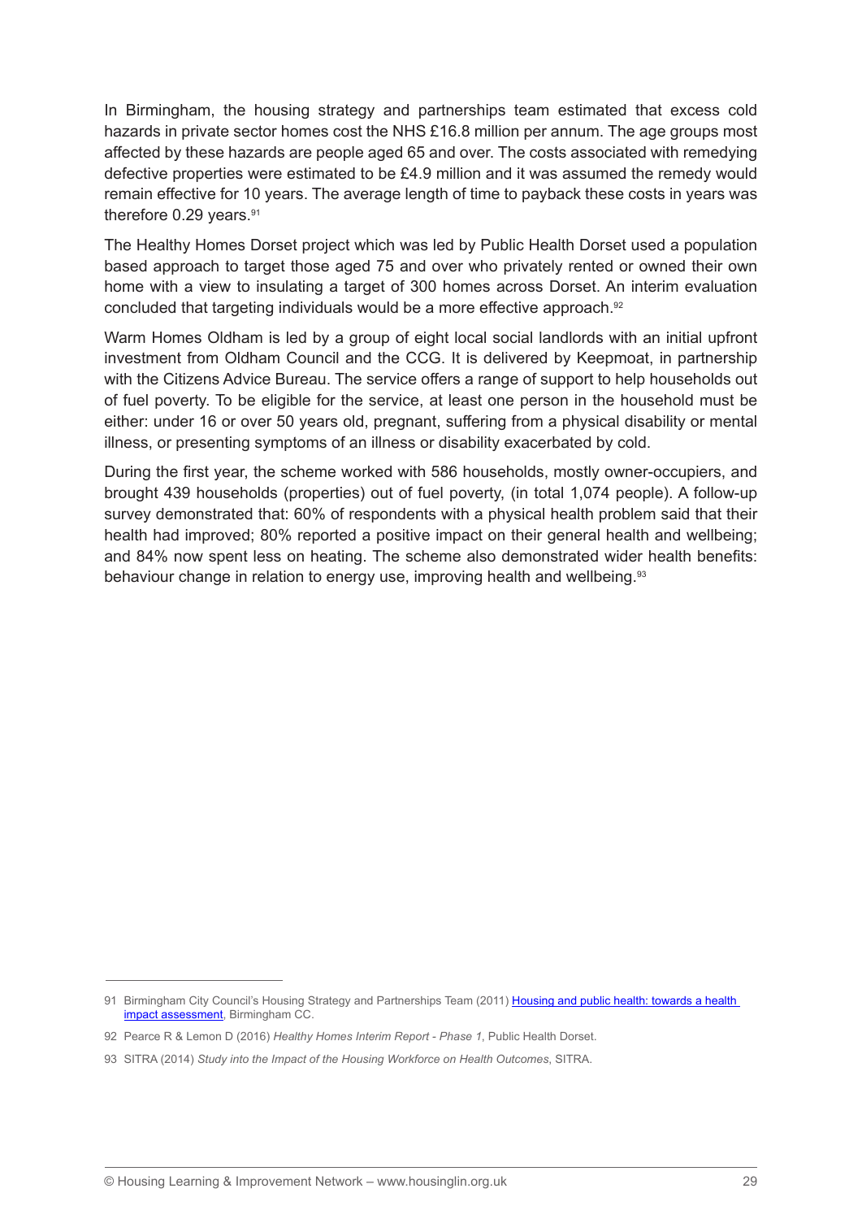In Birmingham, the housing strategy and partnerships team estimated that excess cold hazards in private sector homes cost the NHS £16.8 million per annum. The age groups most affected by these hazards are people aged 65 and over. The costs associated with remedying defective properties were estimated to be £4.9 million and it was assumed the remedy would remain effective for 10 years. The average length of time to payback these costs in years was therefore 0.29 years.[91]

The Healthy Homes Dorset project which was led by Public Health Dorset used a population based approach to target those aged 75 and over who privately rented or owned their own home with a view to insulating a target of 300 homes across Dorset. An interim evaluation concluded that targeting individuals would be a more effective approach.[92]

Warm Homes Oldham is led by a group of eight local social landlords with an initial upfront investment from Oldham Council and the CCG. It is delivered by Keepmoat, in partnership with the Citizens Advice Bureau. The service offers a range of support to help households out of fuel poverty. To be eligible for the service, at least one person in the household must be either: under 16 or over 50 years old, pregnant, suffering from a physical disability or mental illness, or presenting symptoms of an illness or disability exacerbated by cold.

During the first year, the scheme worked with 586 households, mostly owner-occupiers, and brought 439 households (properties) out of fuel poverty, (in total 1,074 people). A follow-up survey demonstrated that: 60% of respondents with a physical health problem said that their health had improved; 80% reported a positive impact on their general health and wellbeing; and 84% now spent less on heating. The scheme also demonstrated wider health benefits: behaviour change in relation to energy use, improving health and wellbeing.[93]

---

91 Birmingham City Council's Housing Strategy and Partnerships Team (2011) [Housing and public health: towards a health impact assessment](), Birmingham CC.

92 Pearce R & Lemon D (2016) *Healthy Homes Interim Report - Phase 1*, Public Health Dorset.

93 SITRA (2014) *Study into the Impact of the Housing Workforce on Health Outcomes*, SITRA.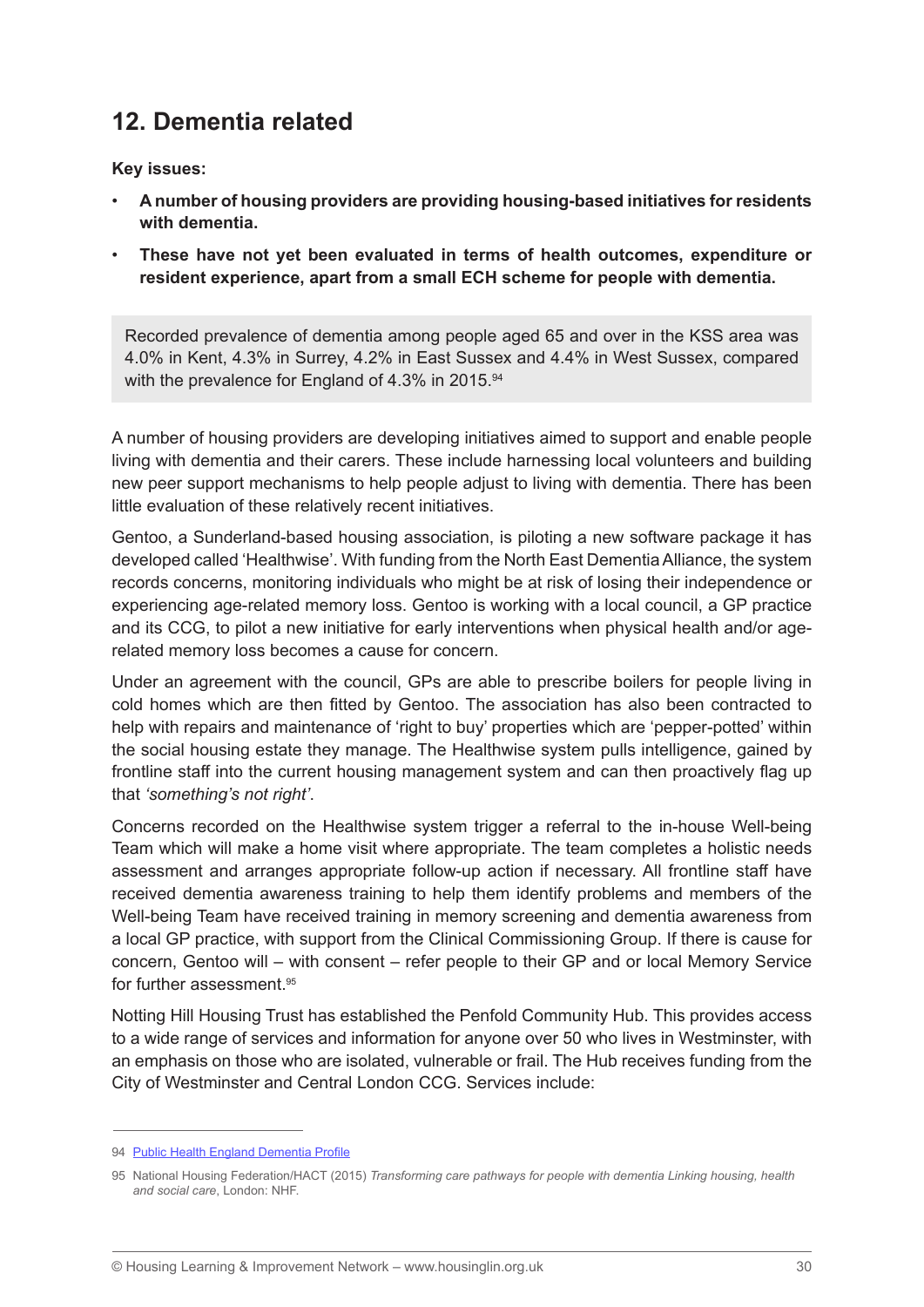## 12. Dementia related

**Key issues:**

- **A number of housing providers are providing housing-based initiatives for residents with dementia.**
- **These have not yet been evaluated in terms of health outcomes, expenditure or resident experience, apart from a small ECH scheme for people with dementia.**

> Recorded prevalence of dementia among people aged 65 and over in the KSS area was 4.0% in Kent, 4.3% in Surrey, 4.2% in East Sussex and 4.4% in West Sussex, compared with the prevalence for England of 4.3% in 2015.[94]

A number of housing providers are developing initiatives aimed to support and enable people living with dementia and their carers. These include harnessing local volunteers and building new peer support mechanisms to help people adjust to living with dementia. There has been little evaluation of these relatively recent initiatives.

Gentoo, a Sunderland-based housing association, is piloting a new software package it has developed called 'Healthwise'. With funding from the North East Dementia Alliance, the system records concerns, monitoring individuals who might be at risk of losing their independence or experiencing age-related memory loss. Gentoo is working with a local council, a GP practice and its CCG, to pilot a new initiative for early interventions when physical health and/or age-related memory loss becomes a cause for concern.

Under an agreement with the council, GPs are able to prescribe boilers for people living in cold homes which are then fitted by Gentoo. The association has also been contracted to help with repairs and maintenance of 'right to buy' properties which are 'pepper-potted' within the social housing estate they manage. The Healthwise system pulls intelligence, gained by frontline staff into the current housing management system and can then proactively flag up that *'something's not right'*.

Concerns recorded on the Healthwise system trigger a referral to the in-house Well-being Team which will make a home visit where appropriate. The team completes a holistic needs assessment and arranges appropriate follow-up action if necessary. All frontline staff have received dementia awareness training to help them identify problems and members of the Well-being Team have received training in memory screening and dementia awareness from a local GP practice, with support from the Clinical Commissioning Group. If there is cause for concern, Gentoo will – with consent – refer people to their GP and or local Memory Service for further assessment.[95]

Notting Hill Housing Trust has established the Penfold Community Hub. This provides access to a wide range of services and information for anyone over 50 who lives in Westminster, with an emphasis on those who are isolated, vulnerable or frail. The Hub receives funding from the City of Westminster and Central London CCG. Services include:

---

94 Public Health England Dementia Profile

95 National Housing Federation/HACT (2015) *Transforming care pathways for people with dementia Linking housing, health and social care*, London: NHF.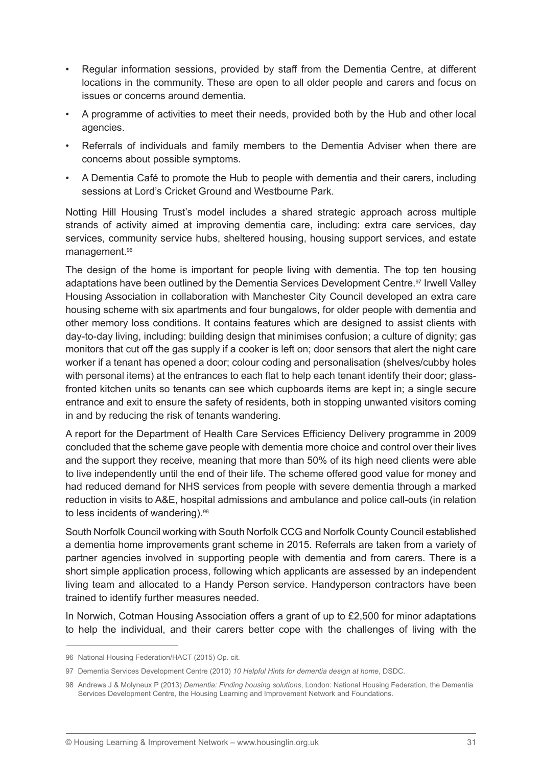- Regular information sessions, provided by staff from the Dementia Centre, at different locations in the community. These are open to all older people and carers and focus on issues or concerns around dementia.
- A programme of activities to meet their needs, provided both by the Hub and other local agencies.
- Referrals of individuals and family members to the Dementia Adviser when there are concerns about possible symptoms.
- A Dementia Café to promote the Hub to people with dementia and their carers, including sessions at Lord's Cricket Ground and Westbourne Park.

Notting Hill Housing Trust's model includes a shared strategic approach across multiple strands of activity aimed at improving dementia care, including: extra care services, day services, community service hubs, sheltered housing, housing support services, and estate management.[96]

The design of the home is important for people living with dementia. The top ten housing adaptations have been outlined by the Dementia Services Development Centre.[97] Irwell Valley Housing Association in collaboration with Manchester City Council developed an extra care housing scheme with six apartments and four bungalows, for older people with dementia and other memory loss conditions. It contains features which are designed to assist clients with day-to-day living, including: building design that minimises confusion; a culture of dignity; gas monitors that cut off the gas supply if a cooker is left on; door sensors that alert the night care worker if a tenant has opened a door; colour coding and personalisation (shelves/cubby holes with personal items) at the entrances to each flat to help each tenant identify their door; glass-fronted kitchen units so tenants can see which cupboards items are kept in; a single secure entrance and exit to ensure the safety of residents, both in stopping unwanted visitors coming in and by reducing the risk of tenants wandering.

A report for the Department of Health Care Services Efficiency Delivery programme in 2009 concluded that the scheme gave people with dementia more choice and control over their lives and the support they receive, meaning that more than 50% of its high need clients were able to live independently until the end of their life. The scheme offered good value for money and had reduced demand for NHS services from people with severe dementia through a marked reduction in visits to A&E, hospital admissions and ambulance and police call-outs (in relation to less incidents of wandering).[98]

South Norfolk Council working with South Norfolk CCG and Norfolk County Council established a dementia home improvements grant scheme in 2015. Referrals are taken from a variety of partner agencies involved in supporting people with dementia and from carers. There is a short simple application process, following which applicants are assessed by an independent living team and allocated to a Handy Person service. Handyperson contractors have been trained to identify further measures needed.

In Norwich, Cotman Housing Association offers a grant of up to £2,500 for minor adaptations to help the individual, and their carers better cope with the challenges of living with the

---

96 National Housing Federation/HACT (2015) Op. cit.

97 Dementia Services Development Centre (2010) *10 Helpful Hints for dementia design at home*, DSDC.

98 Andrews J & Molyneux P (2013) *Dementia: Finding housing solutions*, London: National Housing Federation, the Dementia Services Development Centre, the Housing Learning and Improvement Network and Foundations.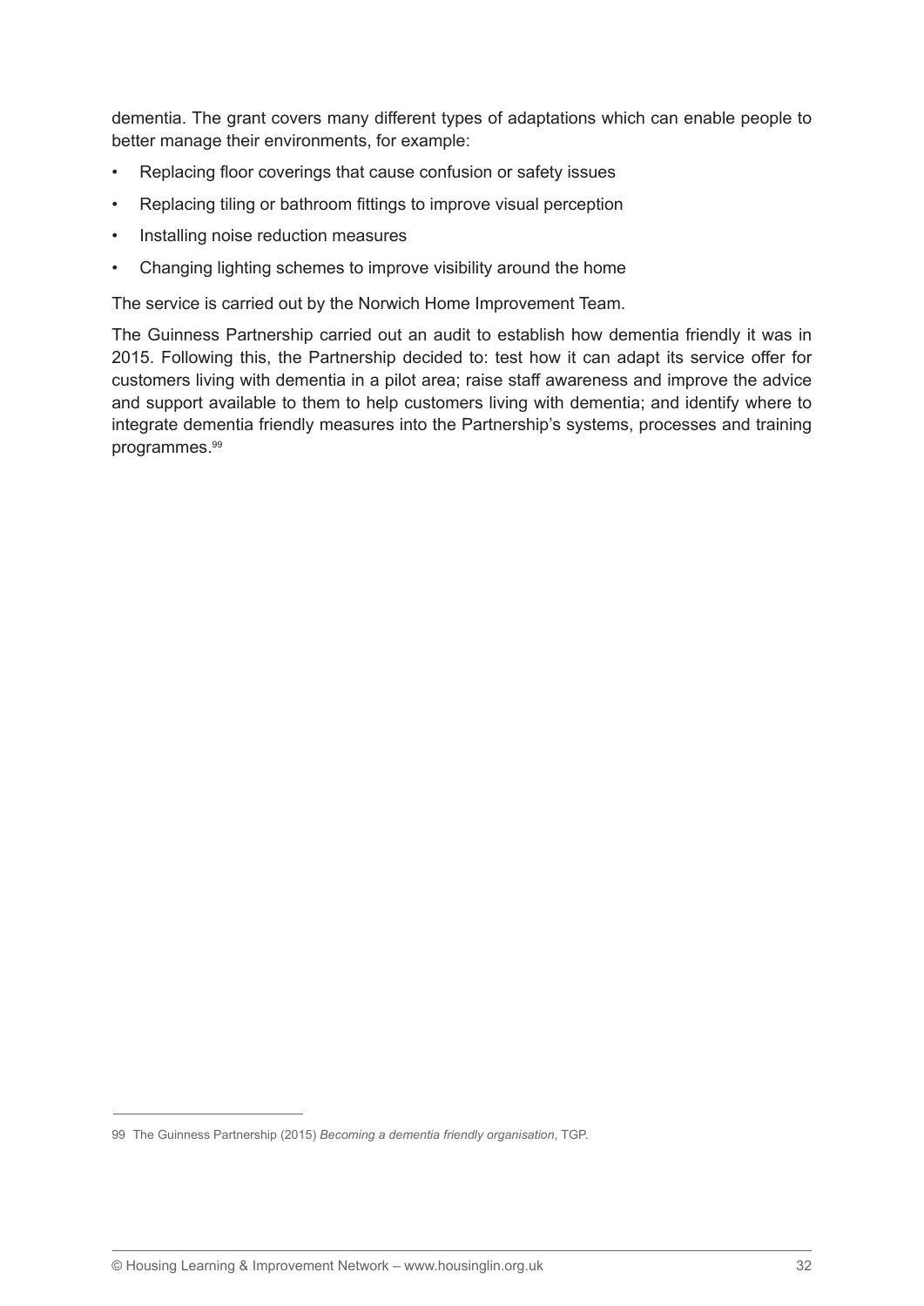dementia. The grant covers many different types of adaptations which can enable people to better manage their environments, for example:

- Replacing floor coverings that cause confusion or safety issues
- Replacing tiling or bathroom fittings to improve visual perception
- Installing noise reduction measures
- Changing lighting schemes to improve visibility around the home

The service is carried out by the Norwich Home Improvement Team.

The Guinness Partnership carried out an audit to establish how dementia friendly it was in 2015. Following this, the Partnership decided to: test how it can adapt its service offer for customers living with dementia in a pilot area; raise staff awareness and improve the advice and support available to them to help customers living with dementia; and identify where to integrate dementia friendly measures into the Partnership's systems, processes and training programmes.[99]

---

99 The Guinness Partnership (2015) *Becoming a dementia friendly organisation*, TGP.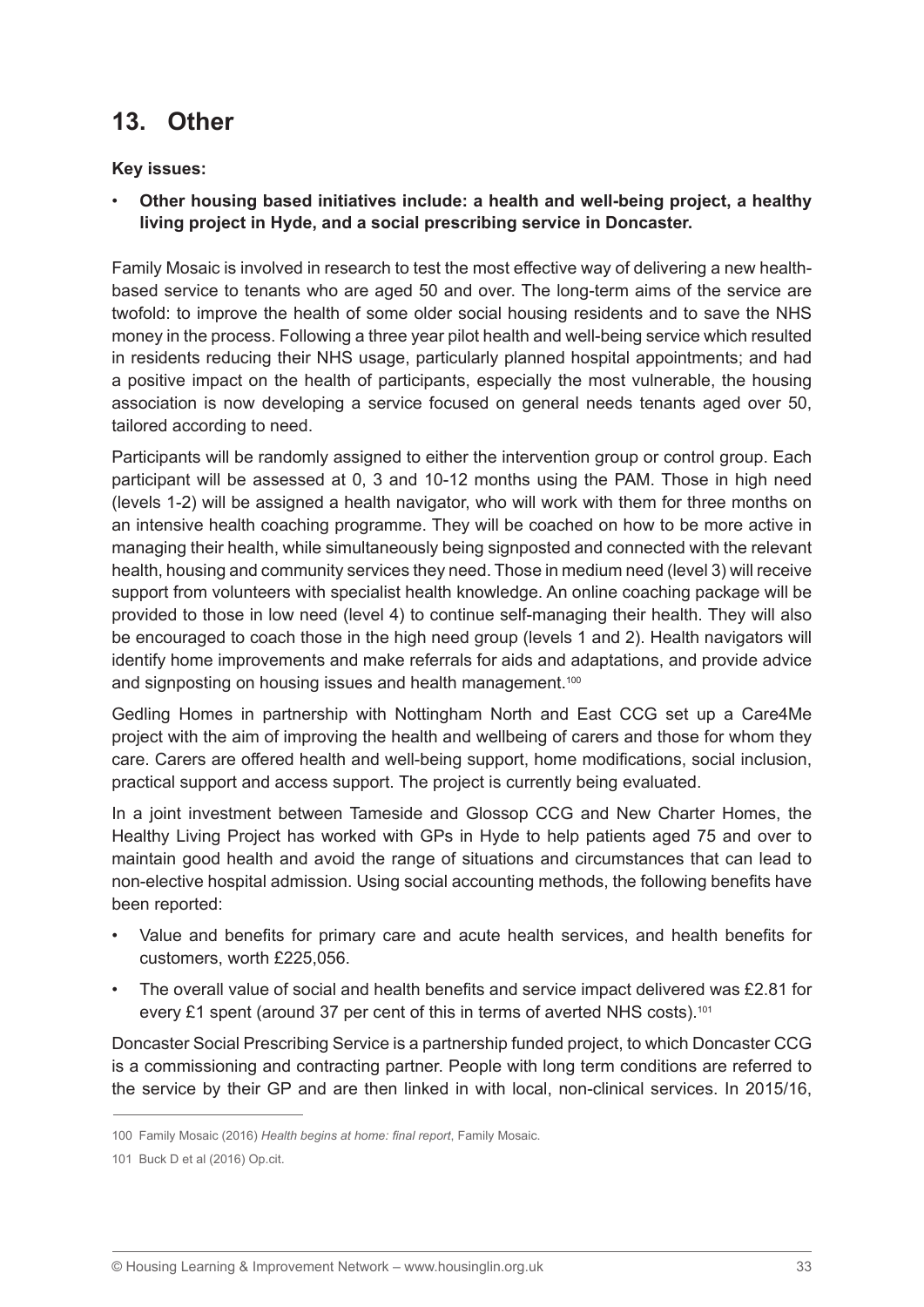## 13. Other

**Key issues:**

- **Other housing based initiatives include: a health and well-being project, a healthy living project in Hyde, and a social prescribing service in Doncaster.**

Family Mosaic is involved in research to test the most effective way of delivering a new health-based service to tenants who are aged 50 and over. The long-term aims of the service are twofold: to improve the health of some older social housing residents and to save the NHS money in the process. Following a three year pilot health and well-being service which resulted in residents reducing their NHS usage, particularly planned hospital appointments; and had a positive impact on the health of participants, especially the most vulnerable, the housing association is now developing a service focused on general needs tenants aged over 50, tailored according to need.

Participants will be randomly assigned to either the intervention group or control group. Each participant will be assessed at 0, 3 and 10-12 months using the PAM. Those in high need (levels 1-2) will be assigned a health navigator, who will work with them for three months on an intensive health coaching programme. They will be coached on how to be more active in managing their health, while simultaneously being signposted and connected with the relevant health, housing and community services they need. Those in medium need (level 3) will receive support from volunteers with specialist health knowledge. An online coaching package will be provided to those in low need (level 4) to continue self-managing their health. They will also be encouraged to coach those in the high need group (levels 1 and 2). Health navigators will identify home improvements and make referrals for aids and adaptations, and provide advice and signposting on housing issues and health management.[100]

Gedling Homes in partnership with Nottingham North and East CCG set up a Care4Me project with the aim of improving the health and wellbeing of carers and those for whom they care. Carers are offered health and well-being support, home modifications, social inclusion, practical support and access support. The project is currently being evaluated.

In a joint investment between Tameside and Glossop CCG and New Charter Homes, the Healthy Living Project has worked with GPs in Hyde to help patients aged 75 and over to maintain good health and avoid the range of situations and circumstances that can lead to non-elective hospital admission. Using social accounting methods, the following benefits have been reported:

- Value and benefits for primary care and acute health services, and health benefits for customers, worth £225,056.
- The overall value of social and health benefits and service impact delivered was £2.81 for every £1 spent (around 37 per cent of this in terms of averted NHS costs).[101]

Doncaster Social Prescribing Service is a partnership funded project, to which Doncaster CCG is a commissioning and contracting partner. People with long term conditions are referred to the service by their GP and are then linked in with local, non-clinical services. In 2015/16,

---

100 Family Mosaic (2016) *Health begins at home: final report*, Family Mosaic.

101 Buck D et al (2016) Op.cit.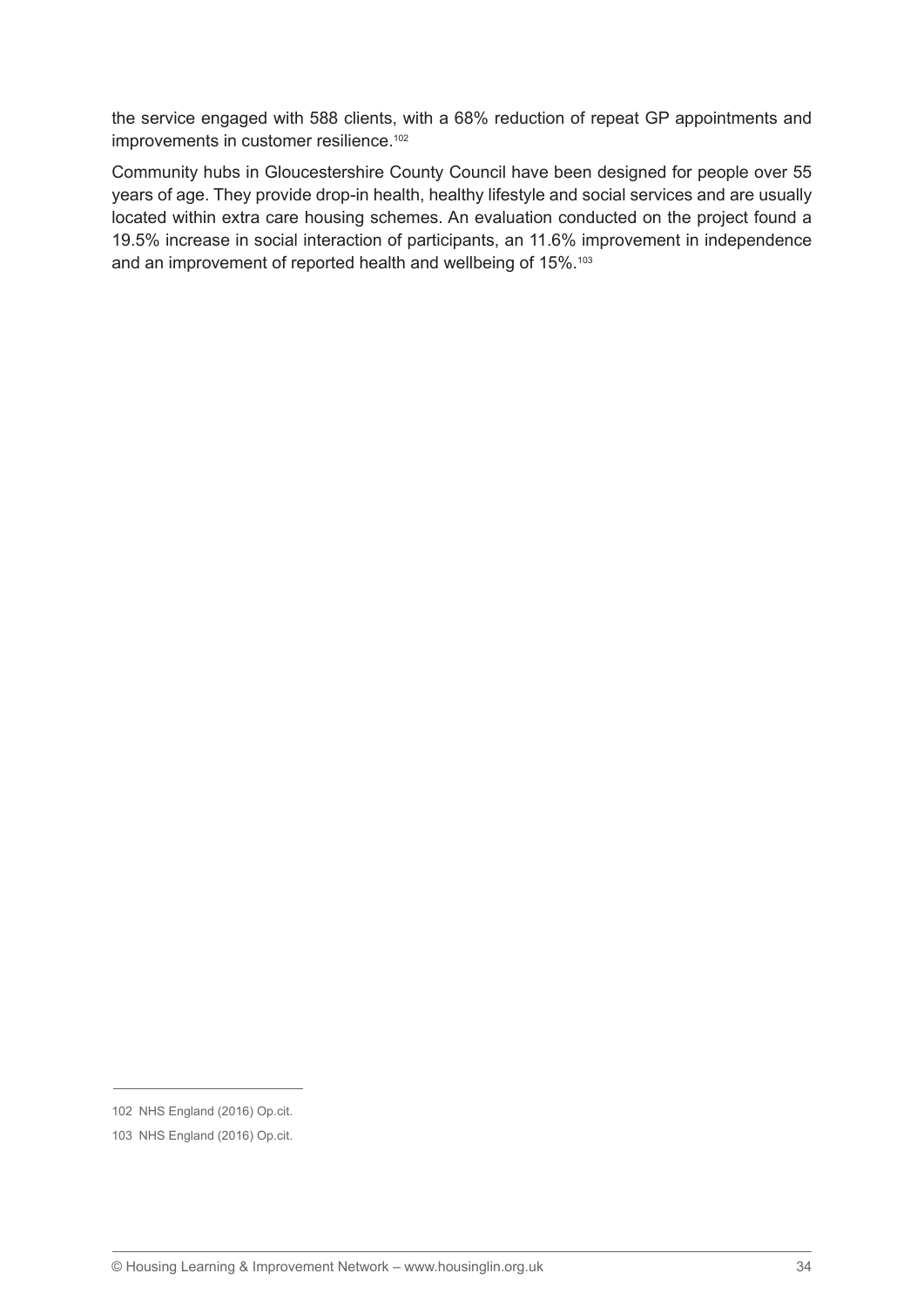the service engaged with 588 clients, with a 68% reduction of repeat GP appointments and improvements in customer resilience.[102]

Community hubs in Gloucestershire County Council have been designed for people over 55 years of age. They provide drop-in health, healthy lifestyle and social services and are usually located within extra care housing schemes. An evaluation conducted on the project found a 19.5% increase in social interaction of participants, an 11.6% improvement in independence and an improvement of reported health and wellbeing of 15%.[103]

---

102 NHS England (2016) Op.cit.

103 NHS England (2016) Op.cit.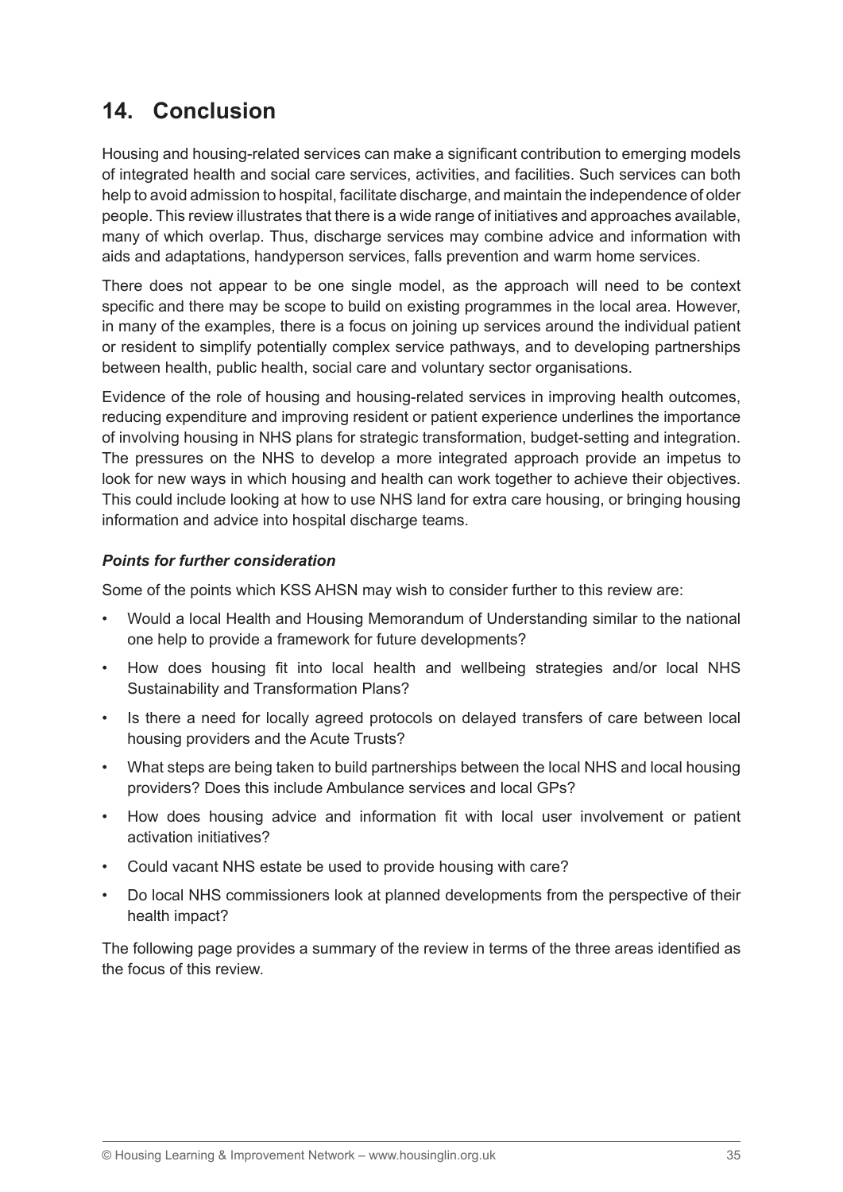## 14. Conclusion

Housing and housing-related services can make a significant contribution to emerging models of integrated health and social care services, activities, and facilities. Such services can both help to avoid admission to hospital, facilitate discharge, and maintain the independence of older people. This review illustrates that there is a wide range of initiatives and approaches available, many of which overlap. Thus, discharge services may combine advice and information with aids and adaptations, handyperson services, falls prevention and warm home services.

There does not appear to be one single model, as the approach will need to be context specific and there may be scope to build on existing programmes in the local area. However, in many of the examples, there is a focus on joining up services around the individual patient or resident to simplify potentially complex service pathways, and to developing partnerships between health, public health, social care and voluntary sector organisations.

Evidence of the role of housing and housing-related services in improving health outcomes, reducing expenditure and improving resident or patient experience underlines the importance of involving housing in NHS plans for strategic transformation, budget-setting and integration. The pressures on the NHS to develop a more integrated approach provide an impetus to look for new ways in which housing and health can work together to achieve their objectives. This could include looking at how to use NHS land for extra care housing, or bringing housing information and advice into hospital discharge teams.

***Points for further consideration***

Some of the points which KSS AHSN may wish to consider further to this review are:

- Would a local Health and Housing Memorandum of Understanding similar to the national one help to provide a framework for future developments?
- How does housing fit into local health and wellbeing strategies and/or local NHS Sustainability and Transformation Plans?
- Is there a need for locally agreed protocols on delayed transfers of care between local housing providers and the Acute Trusts?
- What steps are being taken to build partnerships between the local NHS and local housing providers? Does this include Ambulance services and local GPs?
- How does housing advice and information fit with local user involvement or patient activation initiatives?
- Could vacant NHS estate be used to provide housing with care?
- Do local NHS commissioners look at planned developments from the perspective of their health impact?

The following page provides a summary of the review in terms of the three areas identified as the focus of this review.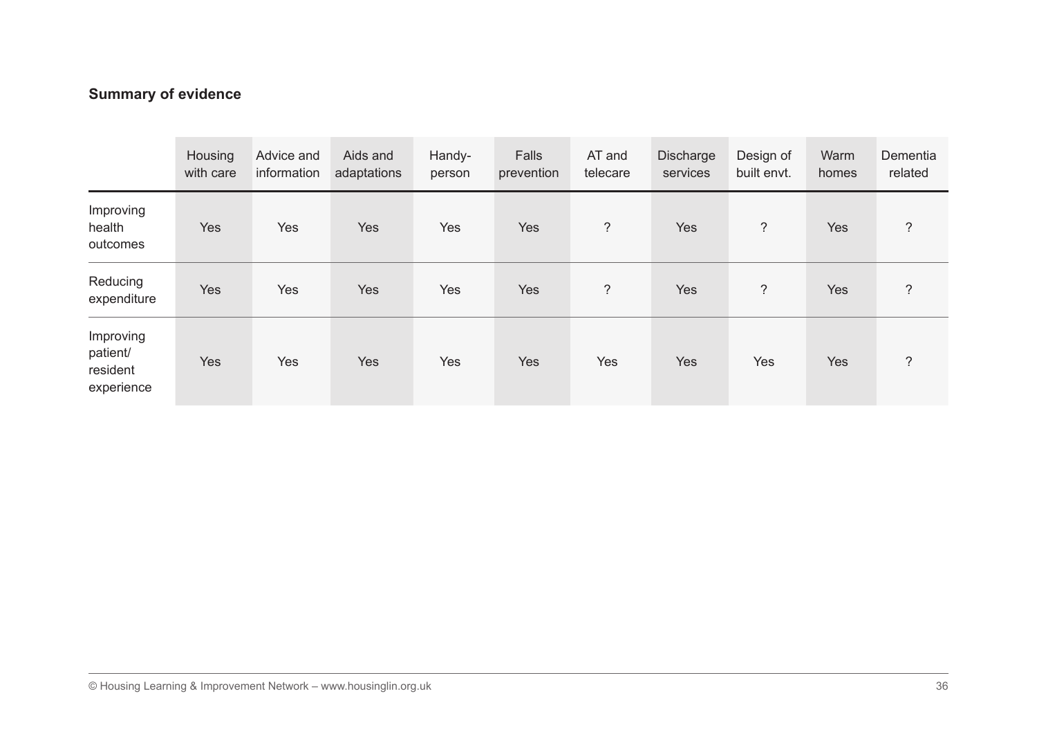**Summary of evidence**

| | Housing with care | Advice and information | Aids and adaptations | Handy-person | Falls prevention | AT and telecare | Discharge services | Design of built envt. | Warm homes | Dementia related |
|---|---|---|---|---|---|---|---|---|---|---|
| Improving health outcomes | Yes | Yes | Yes | Yes | Yes | ? | Yes | ? | Yes | ? |
| Reducing expenditure | Yes | Yes | Yes | Yes | Yes | ? | Yes | ? | Yes | ? |
| Improving patient/ resident experience | Yes | Yes | Yes | Yes | Yes | Yes | Yes | Yes | Yes | ? |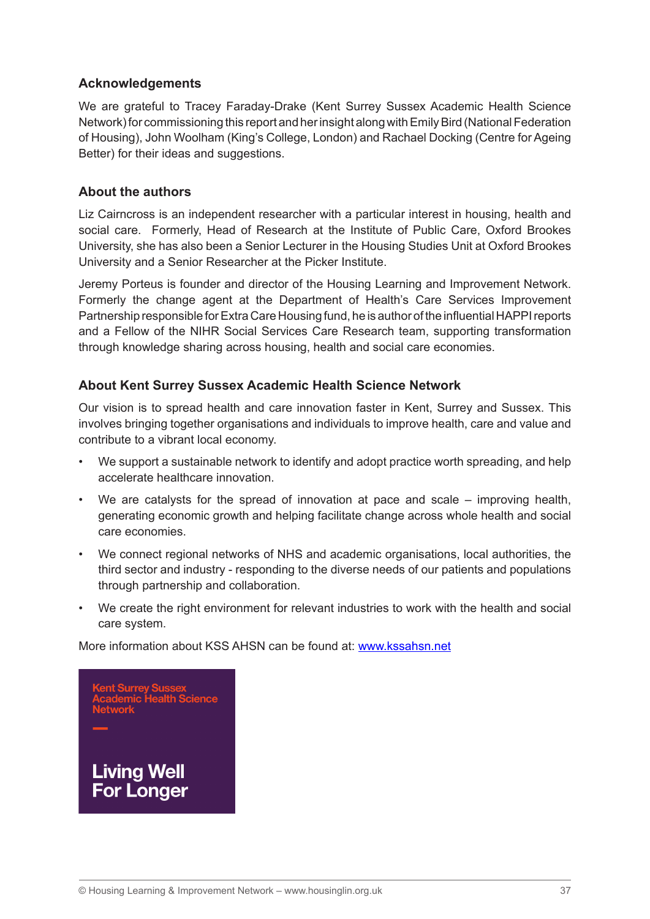## Acknowledgements

We are grateful to Tracey Faraday-Drake (Kent Surrey Sussex Academic Health Science Network) for commissioning this report and her insight along with Emily Bird (National Federation of Housing), John Woolham (King's College, London) and Rachael Docking (Centre for Ageing Better) for their ideas and suggestions.

## About the authors

Liz Cairncross is an independent researcher with a particular interest in housing, health and social care. Formerly, Head of Research at the Institute of Public Care, Oxford Brookes University, she has also been a Senior Lecturer in the Housing Studies Unit at Oxford Brookes University and a Senior Researcher at the Picker Institute.

Jeremy Porteus is founder and director of the Housing Learning and Improvement Network. Formerly the change agent at the Department of Health's Care Services Improvement Partnership responsible for Extra Care Housing fund, he is author of the influential HAPPI reports and a Fellow of the NIHR Social Services Care Research team, supporting transformation through knowledge sharing across housing, health and social care economies.

## About Kent Surrey Sussex Academic Health Science Network

Our vision is to spread health and care innovation faster in Kent, Surrey and Sussex. This involves bringing together organisations and individuals to improve health, care and value and contribute to a vibrant local economy.

- We support a sustainable network to identify and adopt practice worth spreading, and help accelerate healthcare innovation.
- We are catalysts for the spread of innovation at pace and scale – improving health, generating economic growth and helping facilitate change across whole health and social care economies.
- We connect regional networks of NHS and academic organisations, local authorities, the third sector and industry - responding to the diverse needs of our patients and populations through partnership and collaboration.
- We create the right environment for relevant industries to work with the health and social care system.

More information about KSS AHSN can be found at: [www.kssahsn.net](www.kssahsn.net)

Kent Surrey Sussex Academic Health Science Network

Living Well For Longer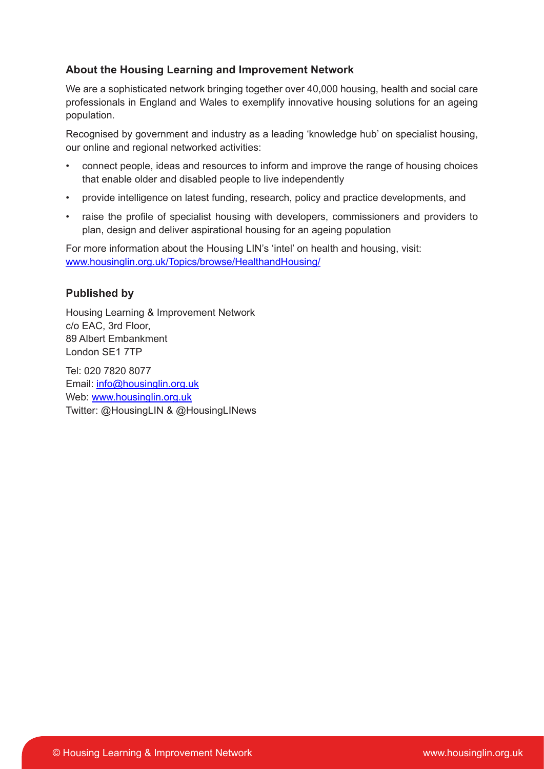### About the Housing Learning and Improvement Network

We are a sophisticated network bringing together over 40,000 housing, health and social care professionals in England and Wales to exemplify innovative housing solutions for an ageing population.

Recognised by government and industry as a leading 'knowledge hub' on specialist housing, our online and regional networked activities:

- connect people, ideas and resources to inform and improve the range of housing choices that enable older and disabled people to live independently
- provide intelligence on latest funding, research, policy and practice developments, and
- raise the profile of specialist housing with developers, commissioners and providers to plan, design and deliver aspirational housing for an ageing population

For more information about the Housing LIN's 'intel' on health and housing, visit:
www.housinglin.org.uk/Topics/browse/HealthandHousing/

### Published by

Housing Learning & Improvement Network
c/o EAC, 3rd Floor,
89 Albert Embankment
London SE1 7TP

Tel: 020 7820 8077
Email: info@housinglin.org.uk
Web: www.housinglin.org.uk
Twitter: @HousingLIN & @HousingLINews

© Housing Learning & Improvement Network www.housinglin.org.uk